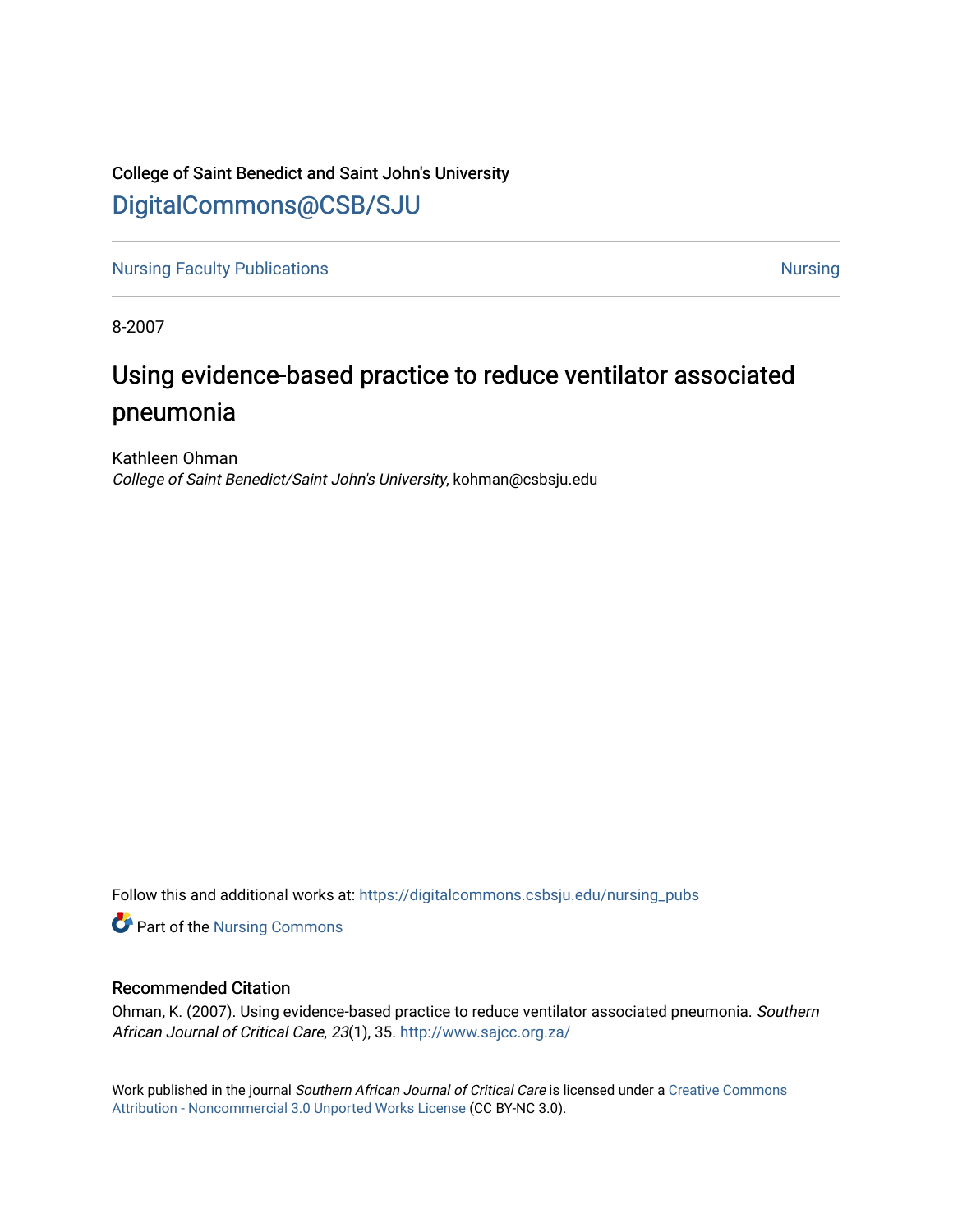College of Saint Benedict and Saint John's University

DigitalCommons@CSB/SJU

Nursing Faculty Publications

Nursing

8-2007

# Using evidence-based practice to reduce ventilator associated pneumonia

Kathleen Ohman

*College of Saint Benedict/Saint John's University*, kohman@csbsju.edu

Follow this and additional works at: https://digitalcommons.csbsju.edu/nursing_pubs

Part of the Nursing Commons

## Recommended Citation

Ohman, K. (2007). Using evidence-based practice to reduce ventilator associated pneumonia. *Southern African Journal of Critical Care*, *23*(1), 35. http://www.sajcc.org.za/

Work published in the journal *Southern African Journal of Critical Care* is licensed under a Creative Commons Attribution - Noncommercial 3.0 Unported Works License (CC BY-NC 3.0).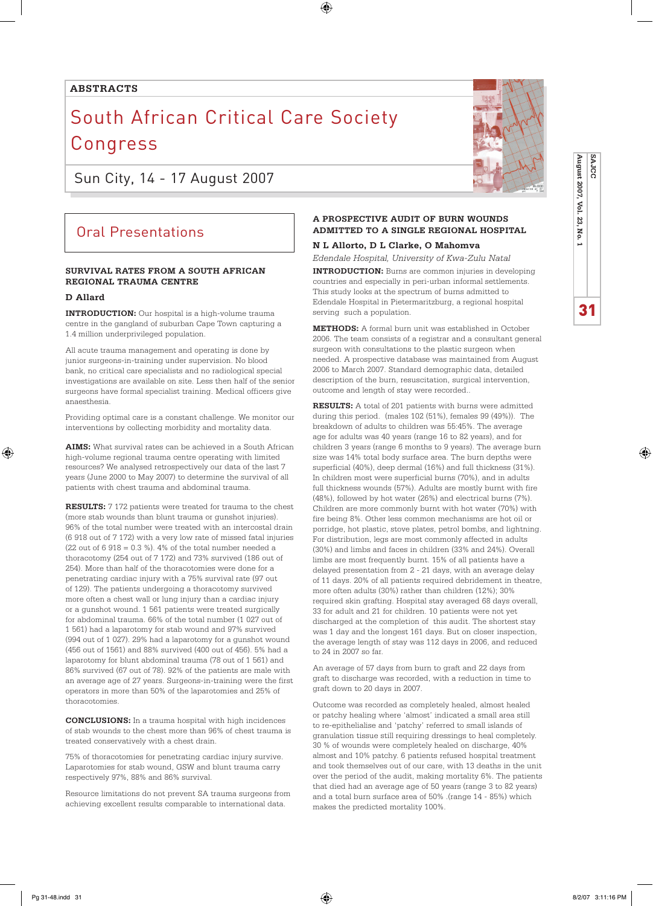**ABSTRACTS**

# South African Critical Care Society Congress

Sun City, 14 - 17 August 2007

## Oral Presentations

### SURVIVAL RATES FROM A SOUTH AFRICAN REGIONAL TRAUMA CENTRE

**D Allard**

**INTRODUCTION:** Our hospital is a high-volume trauma centre in the gangland of suburban Cape Town capturing a 1.4 million underprivileged population.

All acute trauma management and operating is done by junior surgeons-in-training under supervision. No blood bank, no critical care specialists and no radiological special investigations are available on site. Less then half of the senior surgeons have formal specialist training. Medical officers give anaesthesia.

Providing optimal care is a constant challenge. We monitor our interventions by collecting morbidity and mortality data.

**AIMS:** What survival rates can be achieved in a South African high-volume regional trauma centre operating with limited resources? We analysed retrospectively our data of the last 7 years (June 2000 to May 2007) to determine the survival of all patients with chest trauma and abdominal trauma.

**RESULTS:** 7 172 patients were treated for trauma to the chest (more stab wounds than blunt trauma or gunshot injuries). 96% of the total number were treated with an intercostal drain (6 918 out of 7 172) with a very low rate of missed fatal injuries (22 out of 6 918 = 0.3 %). 4% of the total number needed a thoracotomy (254 out of 7 172) and 73% survived (186 out of 254). More than half of the thoracotomies were done for a penetrating cardiac injury with a 75% survival rate (97 out of 129). The patients undergoing a thoracotomy survived more often a chest wall or lung injury than a cardiac injury or a gunshot wound. 1 561 patients were treated surgically for abdominal trauma. 66% of the total number (1 027 out of 1 561) had a laparotomy for stab wound and 97% survived (994 out of 1 027). 29% had a laparotomy for a gunshot wound (456 out of 1561) and 88% survived (400 out of 456). 5% had a laparotomy for blunt abdominal trauma (78 out of 1 561) and 86% survived (67 out of 78). 92% of the patients are male with an average age of 27 years. Surgeons-in-training were the first operators in more than 50% of the laparotomies and 25% of thoracotomies.

**CONCLUSIONS:** In a trauma hospital with high incidences of stab wounds to the chest more than 96% of chest trauma is treated conservatively with a chest drain.

75% of thoracotomies for penetrating cardiac injury survive. Laparotomies for stab wound, GSW and blunt trauma carry respectively 97%, 88% and 86% survival.

Resource limitations do not prevent SA trauma surgeons from achieving excellent results comparable to international data.

### A PROSPECTIVE AUDIT OF BURN WOUNDS ADMITTED TO A SINGLE REGIONAL HOSPITAL

**N L Allorto, D L Clarke, O Mahomva**

*Edendale Hospital, University of Kwa-Zulu Natal*

**INTRODUCTION:** Burns are common injuries in developing countries and especially in peri-urban informal settlements. This study looks at the spectrum of burns admitted to Edendale Hospital in Pietermaritzburg, a regional hospital serving such a population.

**METHODS:** A formal burn unit was established in October 2006. The team consists of a registrar and a consultant general surgeon with consultations to the plastic surgeon when needed. A prospective database was maintained from August 2006 to March 2007. Standard demographic data, detailed description of the burn, resuscitation, surgical intervention, outcome and length of stay were recorded..

**RESULTS:** A total of 201 patients with burns were admitted during this period. (males 102 (51%), females 99 (49%)). The breakdown of adults to children was 55:45%. The average age for adults was 40 years (range 16 to 82 years), and for children 3 years (range 6 months to 9 years). The average burn size was 14% total body surface area. The burn depths were superficial (40%), deep dermal (16%) and full thickness (31%). In children most were superficial burns (70%), and in adults full thickness wounds (57%). Adults are mostly burnt with fire (48%), followed by hot water (26%) and electrical burns (7%). Children are more commonly burnt with hot water (70%) with fire being 8%. Other less common mechanisms are hot oil or porridge, hot plastic, stove plates, petrol bombs, and lightning. For distribution, legs are most commonly affected in adults (30%) and limbs and faces in children (33% and 24%). Overall limbs are most frequently burnt. 15% of all patients have a delayed presentation from 2 - 21 days, with an average delay of 11 days. 20% of all patients required debridement in theatre, more often adults (30%) rather than children (12%); 30% required skin grafting. Hospital stay averaged 68 days overall, 33 for adult and 21 for children. 10 patients were not yet discharged at the completion of this audit. The shortest stay was 1 day and the longest 161 days. But on closer inspection, the average length of stay was 112 days in 2006, and reduced to 24 in 2007 so far.

An average of 57 days from burn to graft and 22 days from graft to discharge was recorded, with a reduction in time to graft down to 20 days in 2007.

Outcome was recorded as completely healed, almost healed or patchy healing where 'almost' indicated a small area still to re-epithelialise and 'patchy' referred to small islands of granulation tissue still requiring dressings to heal completely. 30 % of wounds were completely healed on discharge, 40% almost and 10% patchy. 6 patients refused hospital treatment and took themselves out of our care, with 13 deaths in the unit over the period of the audit, making mortality 6%. The patients that died had an average age of 50 years (range 3 to 82 years) and a total burn surface area of 50% .(range 14 - 85%) which makes the predicted mortality 100%.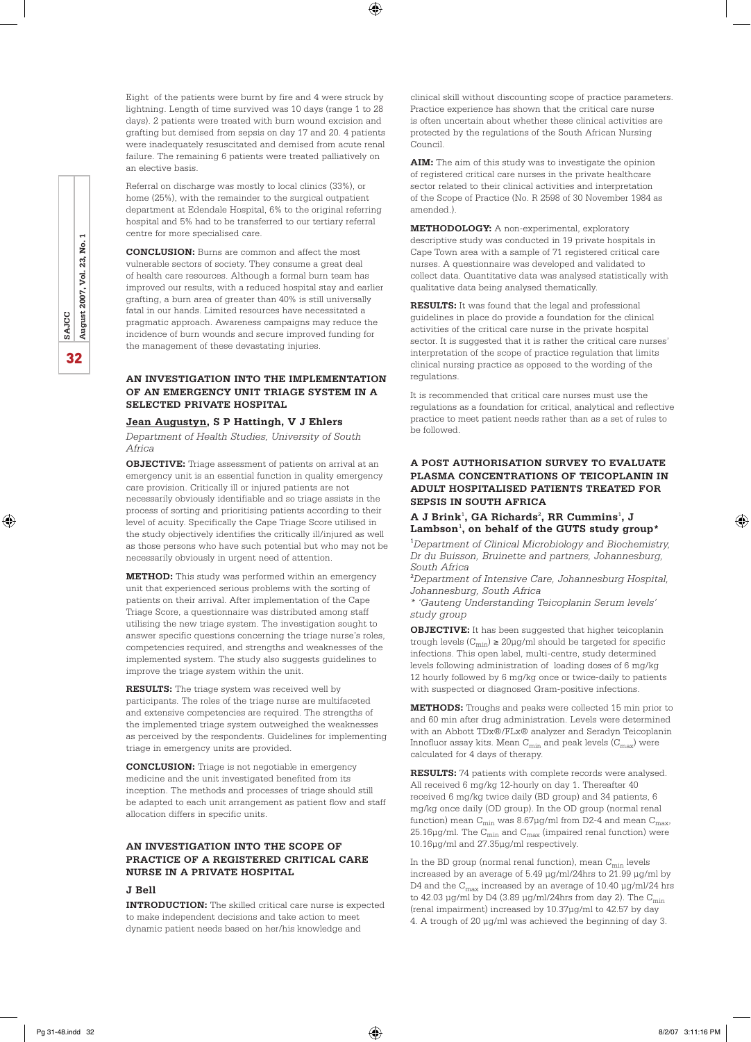Eight of the patients were burnt by fire and 4 were struck by lightning. Length of time survived was 10 days (range 1 to 28 days). 2 patients were treated with burn wound excision and grafting but demised from sepsis on day 17 and 20. 4 patients were inadequately resuscitated and demised from acute renal failure. The remaining 6 patients were treated palliatively on an elective basis.

Referral on discharge was mostly to local clinics (33%), or home (25%), with the remainder to the surgical outpatient department at Edendale Hospital, 6% to the original referring hospital and 5% had to be transferred to our tertiary referral centre for more specialised care.

**CONCLUSION:** Burns are common and affect the most vulnerable sectors of society. They consume a great deal of health care resources. Although a formal burn team has improved our results, with a reduced hospital stay and earlier grafting, a burn area of greater than 40% is still universally fatal in our hands. Limited resources have necessitated a pragmatic approach. Awareness campaigns may reduce the incidence of burn wounds and secure improved funding for the management of these devastating injuries.

### AN INVESTIGATION INTO THE IMPLEMENTATION OF AN EMERGENCY UNIT TRIAGE SYSTEM IN A SELECTED PRIVATE HOSPITAL

**Jean Augustyn**, **S P Hattingh, V J Ehlers**

*Department of Health Studies, University of South Africa*

**OBJECTIVE:** Triage assessment of patients on arrival at an emergency unit is an essential function in quality emergency care provision. Critically ill or injured patients are not necessarily obviously identifiable and so triage assists in the process of sorting and prioritising patients according to their level of acuity. Specifically the Cape Triage Score utilised in the study objectively identifies the critically ill/injured as well as those persons who have such potential but who may not be necessarily obviously in urgent need of attention.

**METHOD:** This study was performed within an emergency unit that experienced serious problems with the sorting of patients on their arrival. After implementation of the Cape Triage Score, a questionnaire was distributed among staff utilising the new triage system. The investigation sought to answer specific questions concerning the triage nurse's roles, competencies required, and strengths and weaknesses of the implemented system. The study also suggests guidelines to improve the triage system within the unit.

**RESULTS:** The triage system was received well by participants. The roles of the triage nurse are multifaceted and extensive competencies are required. The strengths of the implemented triage system outweighed the weaknesses as perceived by the respondents. Guidelines for implementing triage in emergency units are provided.

**CONCLUSION:** Triage is not negotiable in emergency medicine and the unit investigated benefited from its inception. The methods and processes of triage should still be adapted to each unit arrangement as patient flow and staff allocation differs in specific units.

### AN INVESTIGATION INTO THE SCOPE OF PRACTICE OF A REGISTERED CRITICAL CARE NURSE IN A PRIVATE HOSPITAL

**J Bell**

**INTRODUCTION:** The skilled critical care nurse is expected to make independent decisions and take action to meet dynamic patient needs based on her/his knowledge and clinical skill without discounting scope of practice parameters. Practice experience has shown that the critical care nurse is often uncertain about whether these clinical activities are protected by the regulations of the South African Nursing Council.

**AIM:** The aim of this study was to investigate the opinion of registered critical care nurses in the private healthcare sector related to their clinical activities and interpretation of the Scope of Practice (No. R 2598 of 30 November 1984 as amended.).

**METHODOLOGY:** A non-experimental, exploratory descriptive study was conducted in 19 private hospitals in Cape Town area with a sample of 71 registered critical care nurses. A questionnaire was developed and validated to collect data. Quantitative data was analysed statistically with qualitative data being analysed thematically.

**RESULTS:** It was found that the legal and professional guidelines in place do provide a foundation for the clinical activities of the critical care nurse in the private hospital sector. It is suggested that it is rather the critical care nurses' interpretation of the scope of practice regulation that limits clinical nursing practice as opposed to the wording of the regulations.

It is recommended that critical care nurses must use the regulations as a foundation for critical, analytical and reflective practice to meet patient needs rather than as a set of rules to be followed.

### A POST AUTHORISATION SURVEY TO EVALUATE PLASMA CONCENTRATIONS OF TEICOPLANIN IN ADULT HOSPITALISED PATIENTS TREATED FOR SEPSIS IN SOUTH AFRICA

**A J Brink[1], GA Richards[2], RR Cummins[1], J Lambson[1], on behalf of the GUTS study group***

[1]*Department of Clinical Microbiology and Biochemistry, Dr du Buisson, Bruinette and partners, Johannesburg, South Africa*

[2]*Department of Intensive Care, Johannesburg Hospital, Johannesburg, South Africa*

*\* 'Gauteng Understanding Teicoplanin Serum levels' study group*

**OBJECTIVE:** It has been suggested that higher teicoplanin trough levels ($C_{min}$) ≥ 20µg/ml should be targeted for specific infections. This open label, multi-centre, study determined levels following administration of loading doses of 6 mg/kg 12 hourly followed by 6 mg/kg once or twice-daily to patients with suspected or diagnosed Gram-positive infections.

**METHODS:** Troughs and peaks were collected 15 min prior to and 60 min after drug administration. Levels were determined with an Abbott TDx®/FLx® analyzer and Seradyn Teicoplanin Innofluor assay kits. Mean $C_{min}$ and peak levels ($C_{max}$) were calculated for 4 days of therapy.

**RESULTS:** 74 patients with complete records were analysed. All received 6 mg/kg 12-hourly on day 1. Thereafter 40 received 6 mg/kg twice daily (BD group) and 34 patients, 6 mg/kg once daily (OD group). In the OD group (normal renal function) mean $C_{min}$ was 8.67µg/ml from D2-4 and mean $C_{max}$ 25.16µg/ml. The $C_{min}$ and $C_{max}$ (impaired renal function) were 10.16µg/ml and 27.35µg/ml respectively.

In the BD group (normal renal function), mean $C_{min}$ levels increased by an average of 5.49 µg/ml/24hrs to 21.99 µg/ml by D4 and the $C_{max}$ increased by an average of 10.40 µg/ml/24 hrs to 42.03 µg/ml by D4 (3.89 µg/ml/24hrs from day 2). The $C_{min}$ (renal impairment) increased by 10.37µg/ml to 42.57 by day 4. A trough of 20 µg/ml was achieved the beginning of day 3.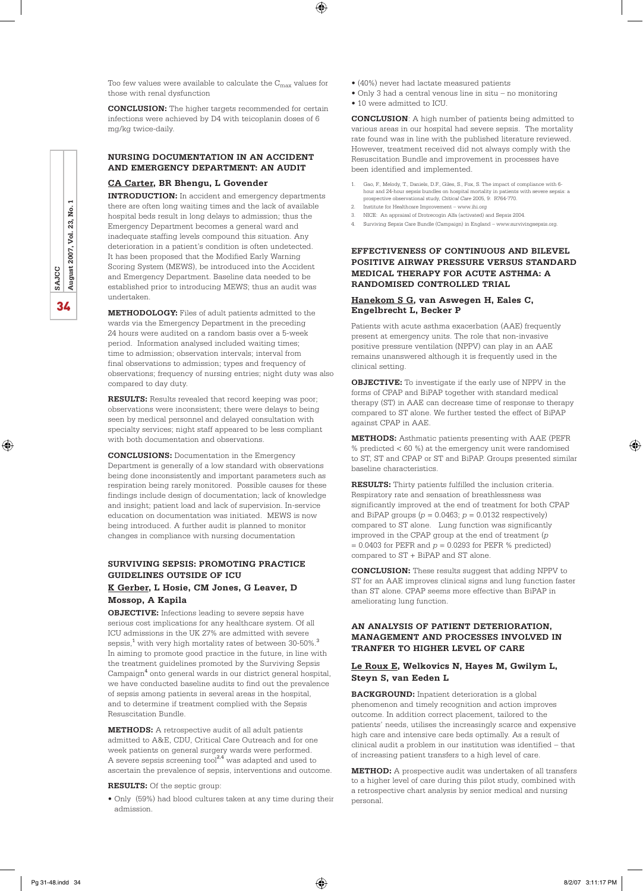Too few values were available to calculate the $C_{max}$ values for those with renal dysfunction

**CONCLUSION:** The higher targets recommended for certain infections were achieved by D4 with teicoplanin doses of 6 mg/kg twice-daily.

## NURSING DOCUMENTATION IN AN ACCIDENT AND EMERGENCY DEPARTMENT: AN AUDIT

**CA Carter, BR Bhengu, L Govender**

**INTRODUCTION:** In accident and emergency departments there are often long waiting times and the lack of available hospital beds result in long delays to admission; thus the Emergency Department becomes a general ward and inadequate staffing levels compound this situation. Any deterioration in a patient's condition is often undetected. It has been proposed that the Modified Early Warning Scoring System (MEWS), be introduced into the Accident and Emergency Department. Baseline data needed to be established prior to introducing MEWS; thus an audit was undertaken.

**METHODOLOGY:** Files of adult patients admitted to the wards via the Emergency Department in the preceding 24 hours were audited on a random basis over a 5-week period. Information analysed included waiting times; time to admission; observation intervals; interval from final observations to admission; types and frequency of observations; frequency of nursing entries; night duty was also compared to day duty.

**RESULTS:** Results revealed that record keeping was poor; observations were inconsistent; there were delays to being seen by medical personnel and delayed consultation with specialty services; night staff appeared to be less compliant with both documentation and observations.

**CONCLUSIONS:** Documentation in the Emergency Department is generally of a low standard with observations being done inconsistently and important parameters such as respiration being rarely monitored. Possible causes for these findings include design of documentation; lack of knowledge and insight; patient load and lack of supervision. In-service education on documentation was initiated. MEWS is now being introduced. A further audit is planned to monitor changes in compliance with nursing documentation

## SURVIVING SEPSIS: PROMOTING PRACTICE GUIDELINES OUTSIDE OF ICU

**K Gerber, L Hosie, CM Jones, G Leaver, D Mossop, A Kapila**

**OBJECTIVE:** Infections leading to severe sepsis have serious cost implications for any healthcare system. Of all ICU admissions in the UK 27% are admitted with severe sepsis,[1] with very high mortality rates of between 30-50%.[3] In aiming to promote good practice in the future, in line with the treatment guidelines promoted by the Surviving Sepsis Campaign[4] onto general wards in our district general hospital, we have conducted baseline audits to find out the prevalence of sepsis among patients in several areas in the hospital, and to determine if treatment complied with the Sepsis Resuscitation Bundle.

**METHODS:** A retrospective audit of all adult patients admitted to A&E, CDU, Critical Care Outreach and for one week patients on general surgery wards were performed. A severe sepsis screening tool[2,4] was adapted and used to ascertain the prevalence of sepsis, interventions and outcome.

**RESULTS:** Of the septic group:

- Only (59%) had blood cultures taken at any time during their admission.
- (40%) never had lactate measured patients
- Only 3 had a central venous line in situ – no monitoring
- 10 were admitted to ICU.

**CONCLUSION**: A high number of patients being admitted to various areas in our hospital had severe sepsis. The mortality rate found was in line with the published literature reviewed. However, treatment received did not always comply with the Resuscitation Bundle and improvement in processes have been identified and implemented.

1. Gao, F., Melody, T., Daniels, D.F., Giles, S., Fox, S. The impact of compliance with 6-hour and 24-hour sepsis bundles on hospital mortality in patients with severe sepsis: a prospective observational study, *Critical Care* 2005, 9: R764-770.
2. Institute for Healthcare Improvement – www.ihi.org
3. NICE: An appraisal of Drotrecogin Alfa (activated) and Sepsis 2004.
4. Surviving Sepsis Care Bundle (Campaign) in England – www.survivingsepsis.org.

## EFFECTIVENESS OF CONTINUOUS AND BILEVEL POSITIVE AIRWAY PRESSURE VERSUS STANDARD MEDICAL THERAPY FOR ACUTE ASTHMA: A RANDOMISED CONTROLLED TRIAL

**Hanekom S G, van Aswegen H, Eales C, Engelbrecht L, Becker P**

Patients with acute asthma exacerbation (AAE) frequently present at emergency units. The role that non-invasive positive pressure ventilation (NPPV) can play in an AAE remains unanswered although it is frequently used in the clinical setting.

**OBJECTIVE:** To investigate if the early use of NPPV in the forms of CPAP and BiPAP together with standard medical therapy (ST) in AAE can decrease time of response to therapy compared to ST alone. We further tested the effect of BiPAP against CPAP in AAE.

**METHODS:** Asthmatic patients presenting with AAE (PEFR % predicted < 60 %) at the emergency unit were randomised to ST, ST and CPAP or ST and BiPAP. Groups presented similar baseline characteristics.

**RESULTS:** Thirty patients fulfilled the inclusion criteria. Respiratory rate and sensation of breathlessness was significantly improved at the end of treatment for both CPAP and BiPAP groups ($p = 0.0463$; $p = 0.0132$ respectively) compared to ST alone. Lung function was significantly improved in the CPAP group at the end of treatment ($p = 0.0403$ for PEFR and $p = 0.0293$ for PEFR % predicted) compared to ST + BiPAP and ST alone.

**CONCLUSION:** These results suggest that adding NPPV to ST for an AAE improves clinical signs and lung function faster than ST alone. CPAP seems more effective than BiPAP in ameliorating lung function.

## AN ANALYSIS OF PATIENT DETERIORATION, MANAGEMENT AND PROCESSES INVOLVED IN TRANFER TO HIGHER LEVEL OF CARE

**Le Roux E, Welkovics N, Hayes M, Gwilym L, Steyn S, van Eeden L**

**BACKGROUND:** Inpatient deterioration is a global phenomenon and timely recognition and action improves outcome. In addition correct placement, tailored to the patients' needs, utilises the increasingly scarce and expensive high care and intensive care beds optimally. As a result of clinical audit a problem in our institution was identified – that of increasing patient transfers to a high level of care.

**METHOD:** A prospective audit was undertaken of all transfers to a higher level of care during this pilot study, combined with a retrospective chart analysis by senior medical and nursing personal.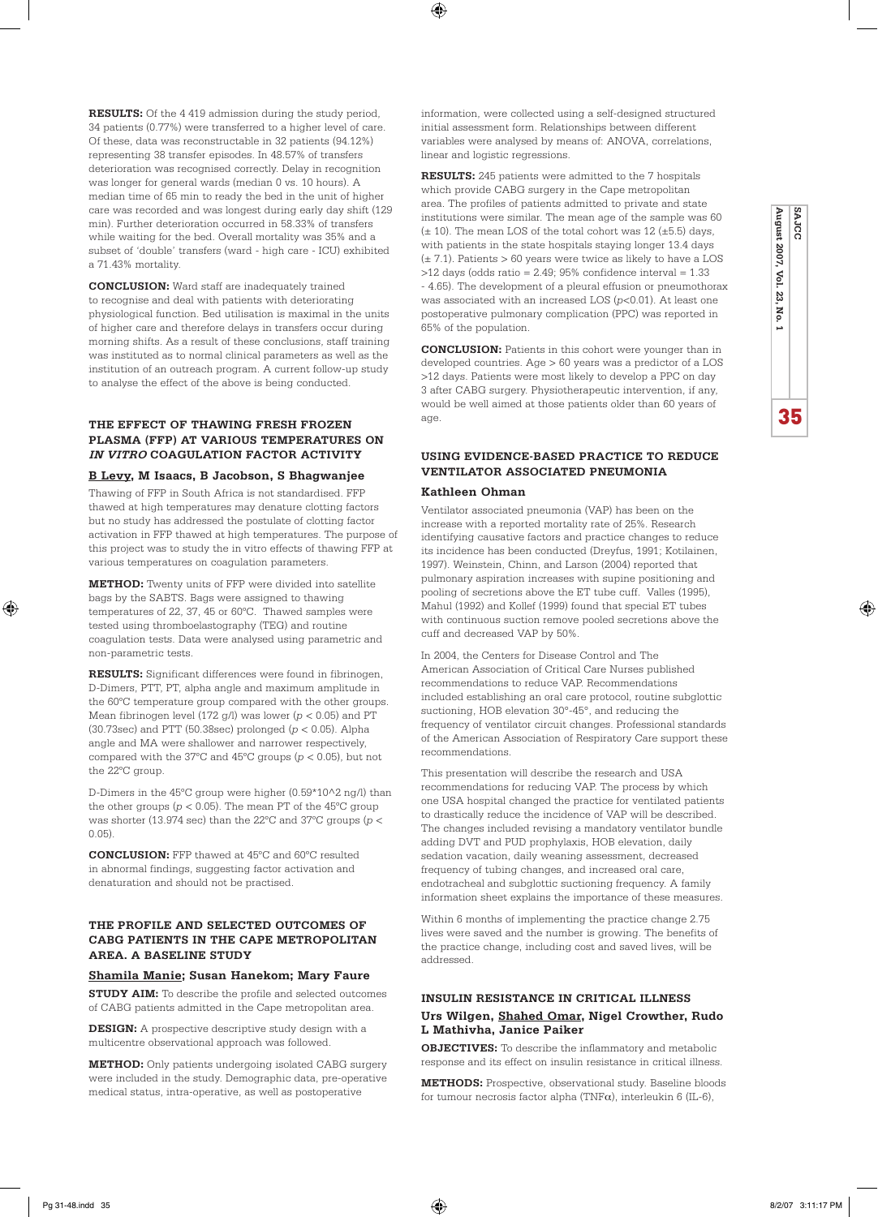**RESULTS:** Of the 4 419 admission during the study period, 34 patients (0.77%) were transferred to a higher level of care. Of these, data was reconstructable in 32 patients (94.12%) representing 38 transfer episodes. In 48.57% of transfers deterioration was recognised correctly. Delay in recognition was longer for general wards (median 0 vs. 10 hours). A median time of 65 min to ready the bed in the unit of higher care was recorded and was longest during early day shift (129 min). Further deterioration occurred in 58.33% of transfers while waiting for the bed. Overall mortality was 35% and a subset of 'double' transfers (ward - high care - ICU) exhibited a 71.43% mortality.

**CONCLUSION:** Ward staff are inadequately trained to recognise and deal with patients with deteriorating physiological function. Bed utilisation is maximal in the units of higher care and therefore delays in transfers occur during morning shifts. As a result of these conclusions, staff training was instituted as to normal clinical parameters as well as the institution of an outreach program. A current follow-up study to analyse the effect of the above is being conducted.

### THE EFFECT OF THAWING FRESH FROZEN PLASMA (FFP) AT VARIOUS TEMPERATURES ON *IN VITRO* COAGULATION FACTOR ACTIVITY

**B Levy, M Isaacs, B Jacobson, S Bhagwanjee**

Thawing of FFP in South Africa is not standardised. FFP thawed at high temperatures may denature clotting factors but no study has addressed the postulate of clotting factor activation in FFP thawed at high temperatures. The purpose of this project was to study the in vitro effects of thawing FFP at various temperatures on coagulation parameters.

**METHOD:** Twenty units of FFP were divided into satellite bags by the SABTS. Bags were assigned to thawing temperatures of 22, 37, 45 or 60°C. Thawed samples were tested using thromboelastography (TEG) and routine coagulation tests. Data were analysed using parametric and non-parametric tests.

**RESULTS:** Significant differences were found in fibrinogen, D-Dimers, PTT, PT, alpha angle and maximum amplitude in the 60°C temperature group compared with the other groups. Mean fibrinogen level (172 g/l) was lower ($p < 0.05$) and PT (30.73sec) and PTT (50.38sec) prolonged ($p < 0.05$). Alpha angle and MA were shallower and narrower respectively, compared with the 37°C and 45°C groups ($p < 0.05$), but not the 22°C group.

D-Dimers in the 45°C group were higher ($0.59 \times 10^2$ ng/l) than the other groups ($p < 0.05$). The mean PT of the 45°C group was shorter (13.974 sec) than the 22°C and 37°C groups ($p < 0.05$).

**CONCLUSION:** FFP thawed at 45°C and 60°C resulted in abnormal findings, suggesting factor activation and denaturation and should not be practised.

### THE PROFILE AND SELECTED OUTCOMES OF CABG PATIENTS IN THE CAPE METROPOLITAN AREA. A BASELINE STUDY

**Shamila Manie; Susan Hanekom; Mary Faure**

**STUDY AIM:** To describe the profile and selected outcomes of CABG patients admitted in the Cape metropolitan area.

**DESIGN:** A prospective descriptive study design with a multicentre observational approach was followed.

**METHOD:** Only patients undergoing isolated CABG surgery were included in the study. Demographic data, pre-operative medical status, intra-operative, as well as postoperative information, were collected using a self-designed structured initial assessment form. Relationships between different variables were analysed by means of: ANOVA, correlations, linear and logistic regressions.

**RESULTS:** 245 patients were admitted to the 7 hospitals which provide CABG surgery in the Cape metropolitan area. The profiles of patients admitted to private and state institutions were similar. The mean age of the sample was 60 (± 10). The mean LOS of the total cohort was 12 (±5.5) days, with patients in the state hospitals staying longer 13.4 days (± 7.1). Patients > 60 years were twice as likely to have a LOS >12 days (odds ratio = 2.49; 95% confidence interval = 1.33 - 4.65). The development of a pleural effusion or pneumothorax was associated with an increased LOS ($p<0.01$). At least one postoperative pulmonary complication (PPC) was reported in 65% of the population.

**CONCLUSION:** Patients in this cohort were younger than in developed countries. Age > 60 years was a predictor of a LOS >12 days. Patients were most likely to develop a PPC on day 3 after CABG surgery. Physiotherapeutic intervention, if any, would be well aimed at those patients older than 60 years of age.

### USING EVIDENCE-BASED PRACTICE TO REDUCE VENTILATOR ASSOCIATED PNEUMONIA

**Kathleen Ohman**

Ventilator associated pneumonia (VAP) has been on the increase with a reported mortality rate of 25%. Research identifying causative factors and practice changes to reduce its incidence has been conducted (Dreyfus, 1991; Kotilainen, 1997). Weinstein, Chinn, and Larson (2004) reported that pulmonary aspiration increases with supine positioning and pooling of secretions above the ET tube cuff. Valles (1995), Mahul (1992) and Kollef (1999) found that special ET tubes with continuous suction remove pooled secretions above the cuff and decreased VAP by 50%.

In 2004, the Centers for Disease Control and The American Association of Critical Care Nurses published recommendations to reduce VAP. Recommendations included establishing an oral care protocol, routine subglottic suctioning, HOB elevation 30°-45°, and reducing the frequency of ventilator circuit changes. Professional standards of the American Association of Respiratory Care support these recommendations.

This presentation will describe the research and USA recommendations for reducing VAP. The process by which one USA hospital changed the practice for ventilated patients to drastically reduce the incidence of VAP will be described. The changes included revising a mandatory ventilator bundle adding DVT and PUD prophylaxis, HOB elevation, daily sedation vacation, daily weaning assessment, decreased frequency of tubing changes, and increased oral care, endotracheal and subglottic suctioning frequency. A family information sheet explains the importance of these measures.

Within 6 months of implementing the practice change 2.75 lives were saved and the number is growing. The benefits of the practice change, including cost and saved lives, will be addressed.

### INSULIN RESISTANCE IN CRITICAL ILLNESS

**Urs Wilgen, Shahed Omar, Nigel Crowther, Rudo L Mathivha, Janice Paiker**

**OBJECTIVES:** To describe the inflammatory and metabolic response and its effect on insulin resistance in critical illness.

**METHODS:** Prospective, observational study. Baseline bloods for tumour necrosis factor alpha (TNFα), interleukin 6 (IL-6),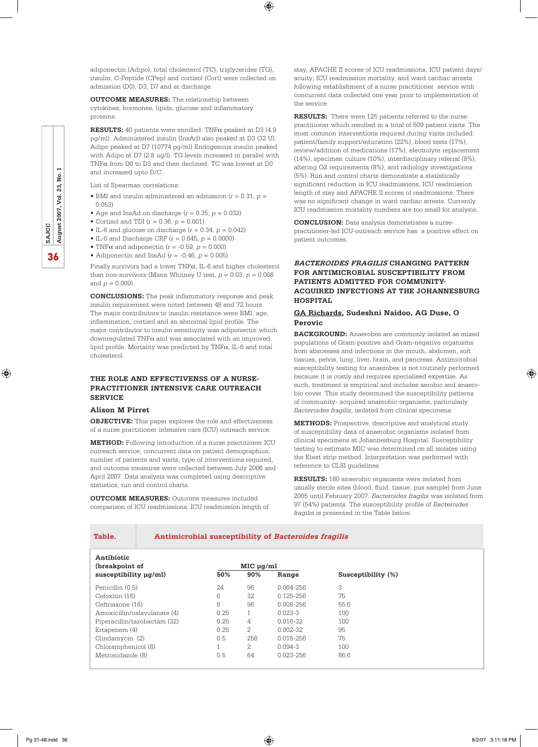adiponectin (Adipo), total cholesterol (TC), triglycerides (TG), insulin, C-Peptide (CPep) and cortisol (Cort) were collected on admission (D0), D3, D7 and at discharge.

**OUTCOME MEASURES:** The relationship between cytokines, hormones, lipids, glucose and inflammatory proteins.

**RESULTS:** 40 patients were enrolled. TNFα peaked at D3 (4.9 pg/ml). Administered insulin (InsAd) also peaked at D3 (32 U). Adipo peaked at D7 (10774 pg/ml) Endogenous insulin peaked with Adipo at D7 (2.8 ug/l). TG levels increased in parallel with TNFα from D0 to D3 and then declined. TC was lowest at D0 and increased upto D/C.

List of Spearman correlations:

- BMI and insulin administered an admission ($r$ = 0.31, $p$ = 0.053)
- Age and InsAd on discharge ($r$ = 0.35, $p$ = 0.032)
- Cortisol and TDI ($r$ = 0.36, $p$ = 0.001)
- IL-6 and glucose on discharge ($r$ = 0.34, $p$ = 0.042)
- IL-6 and Discharge CRP ($r$ = 0.645, $p$ = 0.0000)
- TNFα and adiponectin ($r$ = -0.59, $p$ = 0.000)
- Adiponectin and InsAd ($r$ = -0.46, $p$ = 0.005)

Finally survivors had a lower TNFα, IL-6 and higher cholesterol than non-survivors (Mann Whitney U test, $p$ = 0.03, $p$ = 0.008 and $p$ = 0.009).

**CONCLUSIONS:** The peak inflammatory response and peak insulin requirement were noted between 48 and 72 hours. The major contributors to insulin resistance were BMI, age, inflammation, cortisol and an abnormal lipid profile. The major contributor to insulin sensitivity was adiponectin which downregulated TNFα and was associated with an improved lipid profile. Mortality was predicted by TNFα, IL-6 and total cholesterol.

## THE ROLE AND EFFECTIVENSS OF A NURSE-PRACTITIONER INTENSIVE CARE OUTREACH SERVICE

**Alison M Pirret**

**OBJECTIVE:** This paper explores the role and effectiveness of a nurse practitioner intensive care (ICU) outreach service.

**METHOD:** Following introduction of a nurse practitioner ICU outreach service, concurrent data on patient demographics, number of patients and visits, type of interventions required, and outcome measures were collected between July 2006 and April 2007. Data analysis was completed using descriptive statistics, run and control charts.

**OUTCOME MEASURES:** Outcome measures included comparison of ICU readmissions, ICU readmission length of stay, APACHE II scores of ICU readmissions, ICU patient days/acuity; ICU readmission mortality, and ward cardiac arrests following establishment of a nurse practitioner service with concurrent data collected one year prior to implementation of the service.

**RESULTS:** There were 125 patients referred to the nurse practitioner which resulted in a total of 509 patient visits. The most common interventions required during visits included: patient/family support/education (22%), blood tests (17%), review/addition of medications (17%), electrolyte replacement (14%), specimen culture (10%), interdisciplinary referral (8%), altering O2 requirements (8%), and radiology investigations (5%). Run and control charts demonstrate a statistically significant reduction in ICU readmissions, ICU readmission length of stay and APACHE II scores of readmissions. There was no significant change in ward cardiac arrests. Currently ICU readmission mortality numbers are too small for analysis.

**CONCLUSION:** Data analysis demonstrates a nurse-practitioner-led ICU-outreach service has a positive effect on patient outcomes.

## *BACTEROIDES FRAGILIS* CHANGING PATTERN FOR ANTIMICROBIAL SUSCEPTIBILITY FROM PATIENTS ADMITTED FOR COMMUNITY-ACQUIRED INFECTIONS AT THE JOHANNESBURG HOSPITAL

**GA Richards, Sudeshni Naidoo, AG Duse, O Perovic**

**BACKGROUND:** Anaerobes are commonly isolated as mixed populations of Gram-positive and Gram-negative organisms from abscesses and infections in the mouth, abdomen, soft tissues, pelvis, lung, liver, brain, and pancreas. Antimicrobial susceptibility testing for anaerobes is not routinely performed because it is costly and requires specialised expertise. As such, treatment is empirical and includes aerobic and anaerobic cover. This study determined the susceptibility patterns of community- acquired anaerobic organisms, particularly *Bacteroides fragilis*, isolated from clinical specimens.

**METHODS:** Prospective, descriptive and analytical study of susceptibility data of anaerobic organisms isolated from clinical specimens at Johannesburg Hospital. Susceptibility testing to estimate MIC was determined on all isolates using the Etest strip method. Interpretation was performed with reference to CLSI guidelines.

**RESULTS:** 180 anaerobic organisms were isolated from usually sterile sites (blood, fluid, tissue, pus sample) from June 2005 until February 2007. *Bacteroides fragilis* was isolated from 97 (54%) patients. The susceptibility profile of *Bacteroides fragilis* is presented in the Table below.

**Table.** Antimicrobial susceptibility of *Bacteroides fragilis*

| Antibiotic (breakpoint of susceptibility µg/ml) | MIC µg/ml 50% | 90% | Range | Susceptibility (%) |
|---|---|---|---|---|
| Penicillin (0.5) | 24 | 96 | 0.064-256 | 3 |
| Cefoxitin (16) | 6 | 32 | 0.125-256 | 75 |
| Ceftriaxone (16) | 8 | 96 | 0.008-256 | 55.6 |
| Amoxicillin/calavulanate (4) | 0.25 | 1 | 0.023-3 | 100 |
| Piperacillin/tazobactam (32) | 0.25 | 4 | 0.016-32 | 100 |
| Ertapenem (4) | 0.25 | 2 | 0.002-32 | 95 |
| Clindamycin (2) | 0.5 | 256 | 0.016-256 | 75 |
| Chloramphenicol (8) | 1 | 2 | 0.094-3 | 100 |
| Metronidazole (8) | 0.5 | 64 | 0.023-256 | 86.6 |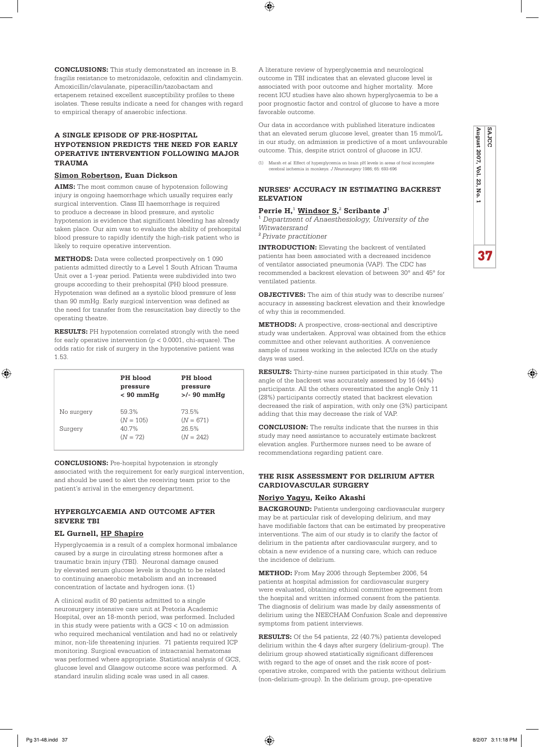**CONCLUSIONS:** This study demonstrated an increase in B. fragilis resistance to metronidazole, cefoxitin and clindamycin. Amoxicillin/clavulanate, piperacillin/tazobactam and ertapenem retained excellent susceptibility profiles to these isolates. These results indicate a need for changes with regard to empirical therapy of anaerobic infections.

### A SINGLE EPISODE OF PRE-HOSPITAL HYPOTENSION PREDICTS THE NEED FOR EARLY OPERATIVE INTERVENTION FOLLOWING MAJOR TRAUMA

**Simon Robertson, Euan Dickson**

**AIMS:** The most common cause of hypotension following injury is ongoing haemorrhage which usually requires early surgical intervention. Class III haemorrhage is required to produce a decrease in blood pressure, and systolic hypotension is evidence that significant bleeding has already taken place. Our aim was to evaluate the ability of prehospital blood pressure to rapidly identify the high-risk patient who is likely to require operative intervention.

**METHODS:** Data were collected prospectively on 1 090 patients admitted directly to a Level 1 South African Trauma Unit over a 1-year period. Patients were subdivided into two groups according to their prehospital (PH) blood pressure. Hypotension was defined as a systolic blood pressure of less than 90 mmHg. Early surgical intervention was defined as the need for transfer from the resuscitation bay directly to the operating theatre.

**RESULTS:** PH hypotension correlated strongly with the need for early operative intervention ($p < 0.0001$, chi-square). The odds ratio for risk of surgery in the hypotensive patient was 1.53.

| | PH blood pressure < 90 mmHg | PH blood pressure >/- 90 mmHg |
|---|---|---|
| No surgery | 59.3% (*N* = 105) | 73.5% (*N* = 671) |
| Surgery | 40.7% (*N* = 72) | 26.5% (*N* = 242) |

**CONCLUSIONS:** Pre-hospital hypotension is strongly associated with the requirement for early surgical intervention, and should be used to alert the receiving team prior to the patient's arrival in the emergency department.

### HYPERGLYCAEMIA AND OUTCOME AFTER SEVERE TBI

**EL Gurnell, HP Shapiro**

Hyperglycaemia is a result of a complex hormonal imbalance caused by a surge in circulating stress hormones after a traumatic brain injury (TBI). Neuronal damage caused by elevated serum glucose levels is thought to be related to continuing anaerobic metabolism and an increased concentration of lactate and hydrogen ions. (1)

A clinical audit of 80 patients admitted to a single neurosurgery intensive care unit at Pretoria Academic Hospital, over an 18-month period, was performed. Included in this study were patients with a GCS < 10 on admission who required mechanical ventilation and had no or relatively minor, non-life threatening injuries. 71 patients required ICP monitoring. Surgical evacuation of intracranial hematomas was performed where appropriate. Statistical analysis of GCS, glucose level and Glasgow outcome score was performed. A standard insulin sliding scale was used in all cases.

A literature review of hyperglycaemia and neurological outcome in TBI indicates that an elevated glucose level is associated with poor outcome and higher mortality. More recent ICU studies have also shown hyperglycaemia to be a poor prognostic factor and control of glucose to have a more favorable outcome.

Our data in accordance with published literature indicates that an elevated serum glucose level, greater than 15 mmol/L in our study, on admission is predictive of a most unfavourable outcome. This, despite strict control of glucose in ICU.

(1) Marsh *et al.* Effect of hyperglycemia on brain pH levels in areas of focal incomplete cerebral ischemia in monkeys. *J Neurosurgery* 1986; 65: 693-696

### NURSES' ACCURACY IN ESTIMATING BACKREST ELEVATION

**Perrie H,[1] Windsor S,[2] Scribante J[1]**

[1] *Department of Anaesthesiology, University of the Witwatersrand*
[2] *Private practitioner*

**INTRODUCTION:** Elevating the backrest of ventilated patients has been associated with a decreased incidence of ventilator associated pneumonia (VAP). The CDC has recommended a backrest elevation of between 30° and 45° for ventilated patients.

**OBJECTIVES:** The aim of this study was to describe nurses' accuracy in assessing backrest elevation and their knowledge of why this is recommended.

**METHODS:** A prospective, cross-sectional and descriptive study was undertaken. Approval was obtained from the ethics committee and other relevant authorities. A convenience sample of nurses working in the selected ICUs on the study days was used.

**RESULTS:** Thirty-nine nurses participated in this study. The angle of the backrest was accurately assessed by 16 (44%) participants. All the others overestimated the angle Only 11 (28%) participants correctly stated that backrest elevation decreased the risk of aspiration, with only one (3%) participant adding that this may decrease the risk of VAP.

**CONCLUSION:** The results indicate that the nurses in this study may need assistance to accurately estimate backrest elevation angles. Furthermore nurses need to be aware of recommendations regarding patient care.

### THE RISK ASSESSMENT FOR DELIRIUM AFTER CARDIOVASCULAR SURGERY

**Noriyo Yagyu, Keiko Akashi**

**BACKGROUND:** Patients undergoing cardiovascular surgery may be at particular risk of developing delirium, and may have modifiable factors that can be estimated by preoperative interventions. The aim of our study is to clarify the factor of delirium in the patients after cardiovascular surgery, and to obtain a new evidence of a nursing care, which can reduce the incidence of delirium.

**METHOD:** From May 2006 through September 2006, 54 patients at hospital admission for cardiovascular surgery were evaluated, obtaining ethical committee agreement from the hospital and written informed consent from the patients. The diagnosis of delirium was made by daily assessments of delirium using the NEECHAM Confusion Scale and depressive symptoms from patient interviews.

**RESULTS:** Of the 54 patients, 22 (40.7%) patients developed delirium within the 4 days after surgery (delirium-group). The delirium group showed statistically significant differences with regard to the age of onset and the risk score of post-operative stroke, compared with the patients without delirium (non-delirium-group). In the delirium group, pre-operative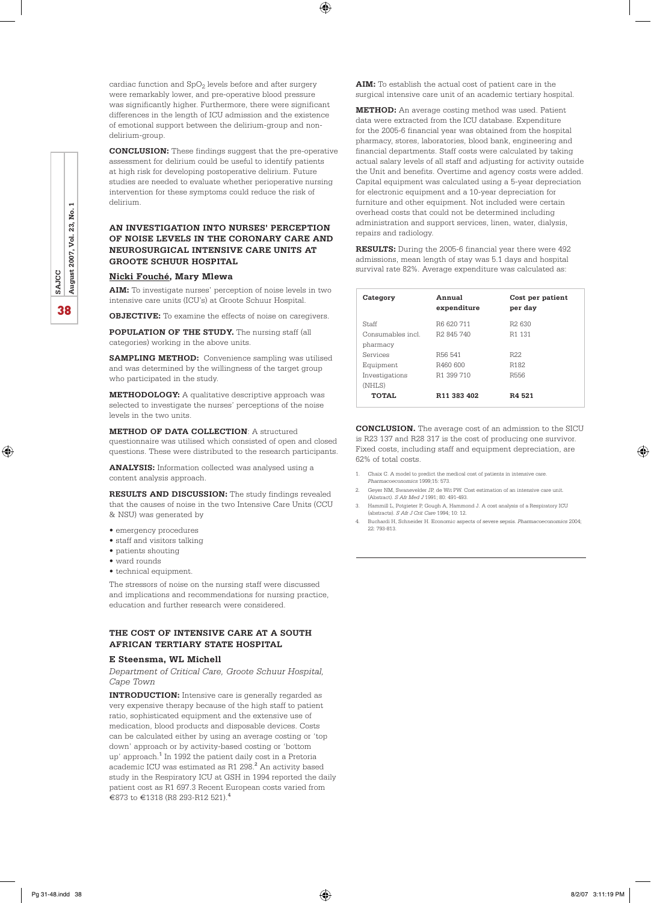cardiac function and $SpO_2$ levels before and after surgery were remarkably lower, and pre-operative blood pressure was significantly higher. Furthermore, there were significant differences in the length of ICU admission and the existence of emotional support between the delirium-group and non-delirium-group.

**CONCLUSION:** These findings suggest that the pre-operative assessment for delirium could be useful to identify patients at high risk for developing postoperative delirium. Future studies are needed to evaluate whether perioperative nursing intervention for these symptoms could reduce the risk of delirium.

### AN INVESTIGATION INTO NURSES' PERCEPTION OF NOISE LEVELS IN THE CORONARY CARE AND NEUROSURGICAL INTENSIVE CARE UNITS AT GROOTE SCHUUR HOSPITAL

**Nicki Fouché, Mary Mlewa**

**AIM:** To investigate nurses' perception of noise levels in two intensive care units (ICU's) at Groote Schuur Hospital.

**OBJECTIVE:** To examine the effects of noise on caregivers.

**POPULATION OF THE STUDY.** The nursing staff (all categories) working in the above units.

**SAMPLING METHOD:** Convenience sampling was utilised and was determined by the willingness of the target group who participated in the study.

**METHODOLOGY:** A qualitative descriptive approach was selected to investigate the nurses' perceptions of the noise levels in the two units.

**METHOD OF DATA COLLECTION**: A structured questionnaire was utilised which consisted of open and closed questions. These were distributed to the research participants.

**ANALYSIS:** Information collected was analysed using a content analysis approach.

**RESULTS AND DISCUSSION:** The study findings revealed that the causes of noise in the two Intensive Care Units (CCU & NSU) was generated by

- emergency procedures
- staff and visitors talking
- patients shouting
- ward rounds
- technical equipment.

The stressors of noise on the nursing staff were discussed and implications and recommendations for nursing practice, education and further research were considered.

### THE COST OF INTENSIVE CARE AT A SOUTH AFRICAN TERTIARY STATE HOSPITAL

**E Steensma, WL Michell**

*Department of Critical Care, Groote Schuur Hospital, Cape Town*

**INTRODUCTION:** Intensive care is generally regarded as very expensive therapy because of the high staff to patient ratio, sophisticated equipment and the extensive use of medication, blood products and disposable devices. Costs can be calculated either by using an average costing or 'top down' approach or by activity-based costing or 'bottom up' approach.[1] In 1992 the patient daily cost in a Pretoria academic ICU was estimated as R1 298.[2] An activity based study in the Respiratory ICU at GSH in 1994 reported the daily patient cost as R1 697.3 Recent European costs varied from €873 to €1318 (R8 293-R12 521).[4]

**AIM:** To establish the actual cost of patient care in the surgical intensive care unit of an academic tertiary hospital.

**METHOD:** An average costing method was used. Patient data were extracted from the ICU database. Expenditure for the 2005-6 financial year was obtained from the hospital pharmacy, stores, laboratories, blood bank, engineering and financial departments. Staff costs were calculated by taking actual salary levels of all staff and adjusting for activity outside the Unit and benefits. Overtime and agency costs were added. Capital equipment was calculated using a 5-year depreciation for electronic equipment and a 10-year depreciation for furniture and other equipment. Not included were certain overhead costs that could not be determined including administration and support services, linen, water, dialysis, repairs and radiology.

**RESULTS:** During the 2005-6 financial year there were 492 admissions, mean length of stay was 5.1 days and hospital survival rate 82%. Average expenditure was calculated as:

| Category | Annual expenditure | Cost per patient per day |
|---|---|---|
| Staff | R6 620 711 | R2 630 |
| Consumables incl. pharmacy | R2 845 740 | R1 131 |
| Services | R56 541 | R22 |
| Equipment | R460 600 | R182 |
| Investigations (NHLS) | R1 399 710 | R556 |
| **TOTAL** | **R11 383 402** | **R4 521** |

**CONCLUSION.** The average cost of an admission to the SICU is R23 137 and R28 317 is the cost of producing one survivor. Fixed costs, including staff and equipment depreciation, are 62% of total costs.

1. Chaix C. A model to predict the medical cost of patients in intensive care. *Pharmacoeconomics* 1999;15: 573.
2. Geyer NM, Swanevelder JP, de Wit PW. Cost estimation of an intensive care unit. (Abstract). *S Afr Med J* 1991; 80: 491-493.
3. Hammill L, Potgieter P, Gough A, Hammond J. A cost analysis of a Respiratory ICU (abstracts). *S Afr J Crit Care* 1994; 10: 12.
4. Buchardi H, Schneider H. Economic aspects of severe sepsis. *Pharmacoeconomics* 2004; 22: 793-813.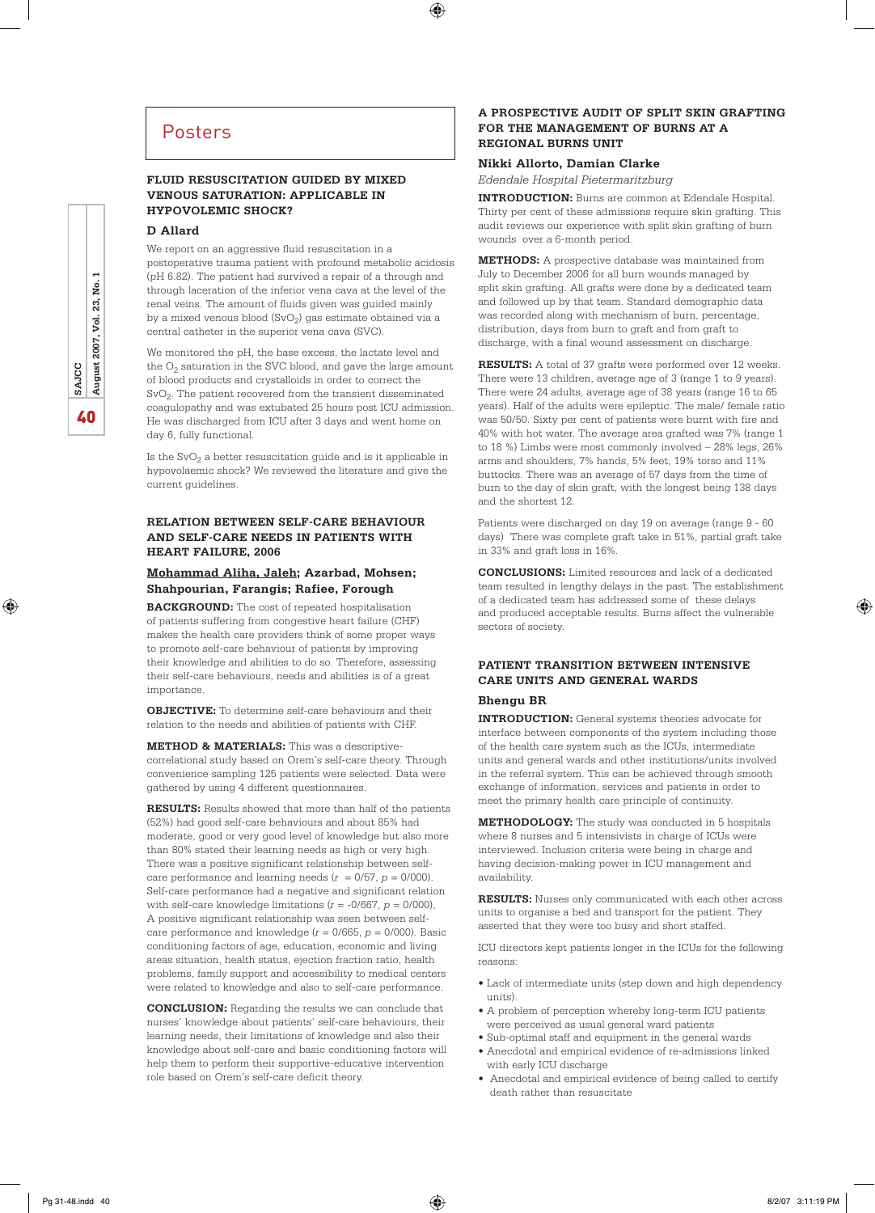# Posters

## FLUID RESUSCITATION GUIDED BY MIXED VENOUS SATURATION: APPLICABLE IN HYPOVOLEMIC SHOCK?

**D Allard**

We report on an aggressive fluid resuscitation in a postoperative trauma patient with profound metabolic acidosis (pH 6.82). The patient had survived a repair of a through and through laceration of the inferior vena cava at the level of the renal veins. The amount of fluids given was guided mainly by a mixed venous blood ($SvO_2$) gas estimate obtained via a central catheter in the superior vena cava (SVC).

We monitored the pH, the base excess, the lactate level and the $O_2$ saturation in the SVC blood, and gave the large amount of blood products and crystalloids in order to correct the $SvO_2$. The patient recovered from the transient disseminated coagulopathy and was extubated 25 hours post ICU admission. He was discharged from ICU after 3 days and went home on day 6, fully functional.

Is the $SvO_2$ a better resuscitation guide and is it applicable in hypovolaemic shock? We reviewed the literature and give the current guidelines.

## RELATION BETWEEN SELF-CARE BEHAVIOUR AND SELF-CARE NEEDS IN PATIENTS WITH HEART FAILURE, 2006

**Mohammad Aliha, Jaleh; Azarbad, Mohsen; Shahpourian, Farangis; Rafiee, Forough**

**BACKGROUND:** The cost of repeated hospitalisation of patients suffering from congestive heart failure (CHF) makes the health care providers think of some proper ways to promote self-care behaviour of patients by improving their knowledge and abilities to do so. Therefore, assessing their self-care behaviours, needs and abilities is of a great importance.

**OBJECTIVE:** To determine self-care behaviours and their relation to the needs and abilities of patients with CHF.

**METHOD & MATERIALS:** This was a descriptive-correlational study based on Orem's self-care theory. Through convenience sampling 125 patients were selected. Data were gathered by using 4 different questionnaires.

**RESULTS:** Results showed that more than half of the patients (52%) had good self-care behaviours and about 85% had moderate, good or very good level of knowledge but also more than 80% stated their learning needs as high or very high. There was a positive significant relationship between self-care performance and learning needs ($r$ = 0/57, $p$ = 0/000). Self-care performance had a negative and significant relation with self-care knowledge limitations ($r$ = -0/667, $p$ = 0/000), A positive significant relationship was seen between self-care performance and knowledge ($r$ = 0/665, $p$ = 0/000). Basic conditioning factors of age, education, economic and living areas situation, health status, ejection fraction ratio, health problems, family support and accessibility to medical centers were related to knowledge and also to self-care performance.

**CONCLUSION:** Regarding the results we can conclude that nurses' knowledge about patients' self-care behaviours, their learning needs, their limitations of knowledge and also their knowledge about self-care and basic conditioning factors will help them to perform their supportive-educative intervention role based on Orem's self-care deficit theory.

## A PROSPECTIVE AUDIT OF SPLIT SKIN GRAFTING FOR THE MANAGEMENT OF BURNS AT A REGIONAL BURNS UNIT

**Nikki Allorto, Damian Clarke**

*Edendale Hospital Pietermaritzburg*

**INTRODUCTION:** Burns are common at Edendale Hospital. Thirty per cent of these admissions require skin grafting. This audit reviews our experience with split skin grafting of burn wounds over a 6-month period.

**METHODS:** A prospective database was maintained from July to December 2006 for all burn wounds managed by split skin grafting. All grafts were done by a dedicated team and followed up by that team. Standard demographic data was recorded along with mechanism of burn, percentage, distribution, days from burn to graft and from graft to discharge, with a final wound assessment on discharge.

**RESULTS:** A total of 37 grafts were performed over 12 weeks. There were 13 children, average age of 3 (range 1 to 9 years). There were 24 adults, average age of 38 years (range 16 to 65 years). Half of the adults were epileptic. The male/ female ratio was 50/50. Sixty per cent of patients were burnt with fire and 40% with hot water. The average area grafted was 7% (range 1 to 18 %) Limbs were most commonly involved – 28% legs, 26% arms and shoulders, 7% hands, 5% feet, 19% torso and 11% buttocks. There was an average of 57 days from the time of burn to the day of skin graft, with the longest being 138 days and the shortest 12.

Patients were discharged on day 19 on average (range 9 - 60 days) There was complete graft take in 51%, partial graft take in 33% and graft loss in 16%.

**CONCLUSIONS:** Limited resources and lack of a dedicated team resulted in lengthy delays in the past. The establishment of a dedicated team has addressed some of these delays and produced acceptable results. Burns affect the vulnerable sectors of society.

## PATIENT TRANSITION BETWEEN INTENSIVE CARE UNITS AND GENERAL WARDS

**Bhengu BR**

**INTRODUCTION:** General systems theories advocate for interface between components of the system including those of the health care system such as the ICUs, intermediate units and general wards and other institutions/units involved in the referral system. This can be achieved through smooth exchange of information, services and patients in order to meet the primary health care principle of continuity.

**METHODOLOGY:** The study was conducted in 5 hospitals where 8 nurses and 5 intensivists in charge of ICUs were interviewed. Inclusion criteria were being in charge and having decision-making power in ICU management and availability.

**RESULTS:** Nurses only communicated with each other across units to organise a bed and transport for the patient. They asserted that they were too busy and short staffed.

ICU directors kept patients longer in the ICUs for the following reasons:

- Lack of intermediate units (step down and high dependency units).
- A problem of perception whereby long-term ICU patients were perceived as usual general ward patients
- Sub-optimal staff and equipment in the general wards
- Anecdotal and empirical evidence of re-admissions linked with early ICU discharge
- Anecdotal and empirical evidence of being called to certify death rather than resuscitate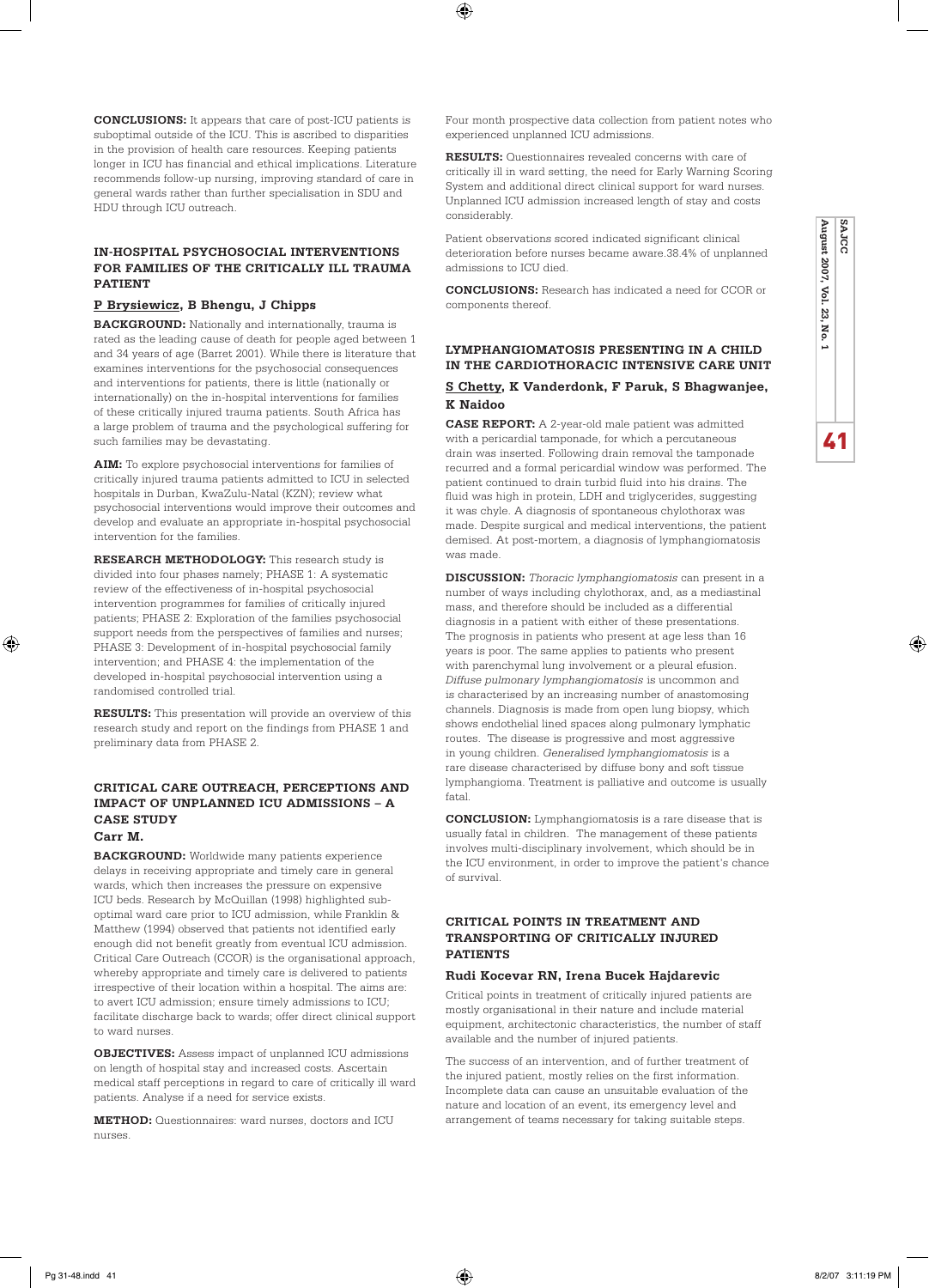**CONCLUSIONS:** It appears that care of post-ICU patients is suboptimal outside of the ICU. This is ascribed to disparities in the provision of health care resources. Keeping patients longer in ICU has financial and ethical implications. Literature recommends follow-up nursing, improving standard of care in general wards rather than further specialisation in SDU and HDU through ICU outreach.

### IN-HOSPITAL PSYCHOSOCIAL INTERVENTIONS FOR FAMILIES OF THE CRITICALLY ILL TRAUMA PATIENT

**P Brysiewicz, B Bhengu, J Chipps**

**BACKGROUND:** Nationally and internationally, trauma is rated as the leading cause of death for people aged between 1 and 34 years of age (Barret 2001). While there is literature that examines interventions for the psychosocial consequences and interventions for patients, there is little (nationally or internationally) on the in-hospital interventions for families of these critically injured trauma patients. South Africa has a large problem of trauma and the psychological suffering for such families may be devastating.

**AIM:** To explore psychosocial interventions for families of critically injured trauma patients admitted to ICU in selected hospitals in Durban, KwaZulu-Natal (KZN); review what psychosocial interventions would improve their outcomes and develop and evaluate an appropriate in-hospital psychosocial intervention for the families.

**RESEARCH METHODOLOGY:** This research study is divided into four phases namely; PHASE 1: A systematic review of the effectiveness of in-hospital psychosocial intervention programmes for families of critically injured patients; PHASE 2: Exploration of the families psychosocial support needs from the perspectives of families and nurses; PHASE 3: Development of in-hospital psychosocial family intervention; and PHASE 4: the implementation of the developed in-hospital psychosocial intervention using a randomised controlled trial.

**RESULTS:** This presentation will provide an overview of this research study and report on the findings from PHASE 1 and preliminary data from PHASE 2.

### CRITICAL CARE OUTREACH, PERCEPTIONS AND IMPACT OF UNPLANNED ICU ADMISSIONS – A CASE STUDY

**Carr M.**

**BACKGROUND:** Worldwide many patients experience delays in receiving appropriate and timely care in general wards, which then increases the pressure on expensive ICU beds. Research by McQuillan (1998) highlighted sub-optimal ward care prior to ICU admission, while Franklin & Matthew (1994) observed that patients not identified early enough did not benefit greatly from eventual ICU admission. Critical Care Outreach (CCOR) is the organisational approach, whereby appropriate and timely care is delivered to patients irrespective of their location within a hospital. The aims are: to avert ICU admission; ensure timely admissions to ICU; facilitate discharge back to wards; offer direct clinical support to ward nurses.

**OBJECTIVES:** Assess impact of unplanned ICU admissions on length of hospital stay and increased costs. Ascertain medical staff perceptions in regard to care of critically ill ward patients. Analyse if a need for service exists.

**METHOD:** Questionnaires: ward nurses, doctors and ICU nurses.

Four month prospective data collection from patient notes who experienced unplanned ICU admissions.

**RESULTS:** Questionnaires revealed concerns with care of critically ill in ward setting, the need for Early Warning Scoring System and additional direct clinical support for ward nurses. Unplanned ICU admission increased length of stay and costs considerably.

Patient observations scored indicated significant clinical deterioration before nurses became aware.38.4% of unplanned admissions to ICU died.

**CONCLUSIONS:** Research has indicated a need for CCOR or components thereof.

### LYMPHANGIOMATOSIS PRESENTING IN A CHILD IN THE CARDIOTHORACIC INTENSIVE CARE UNIT

**S Chetty, K Vanderdonk, F Paruk, S Bhagwanjee, K Naidoo**

**CASE REPORT:** A 2-year-old male patient was admitted with a pericardial tamponade, for which a percutaneous drain was inserted. Following drain removal the tamponade recurred and a formal pericardial window was performed. The patient continued to drain turbid fluid into his drains. The fluid was high in protein, LDH and triglycerides, suggesting it was chyle. A diagnosis of spontaneous chylothorax was made. Despite surgical and medical interventions, the patient demised. At post-mortem, a diagnosis of lymphangiomatosis was made.

**DISCUSSION:** *Thoracic lymphangiomatosis* can present in a number of ways including chylothorax, and, as a mediastinal mass, and therefore should be included as a differential diagnosis in a patient with either of these presentations. The prognosis in patients who present at age less than 16 years is poor. The same applies to patients who present with parenchymal lung involvement or a pleural efusion. *Diffuse pulmonary lymphangiomatosis* is uncommon and is characterised by an increasing number of anastomosing channels. Diagnosis is made from open lung biopsy, which shows endothelial lined spaces along pulmonary lymphatic routes. The disease is progressive and most aggressive in young children. *Generalised lymphangiomatosis* is a rare disease characterised by diffuse bony and soft tissue lymphangioma. Treatment is palliative and outcome is usually fatal.

**CONCLUSION:** Lymphangiomatosis is a rare disease that is usually fatal in children. The management of these patients involves multi-disciplinary involvement, which should be in the ICU environment, in order to improve the patient's chance of survival.

### CRITICAL POINTS IN TREATMENT AND TRANSPORTING OF CRITICALLY INJURED PATIENTS

**Rudi Kocevar RN, Irena Bucek Hajdarevic**

Critical points in treatment of critically injured patients are mostly organisational in their nature and include material equipment, architectonic characteristics, the number of staff available and the number of injured patients.

The success of an intervention, and of further treatment of the injured patient, mostly relies on the first information. Incomplete data can cause an unsuitable evaluation of the nature and location of an event, its emergency level and arrangement of teams necessary for taking suitable steps.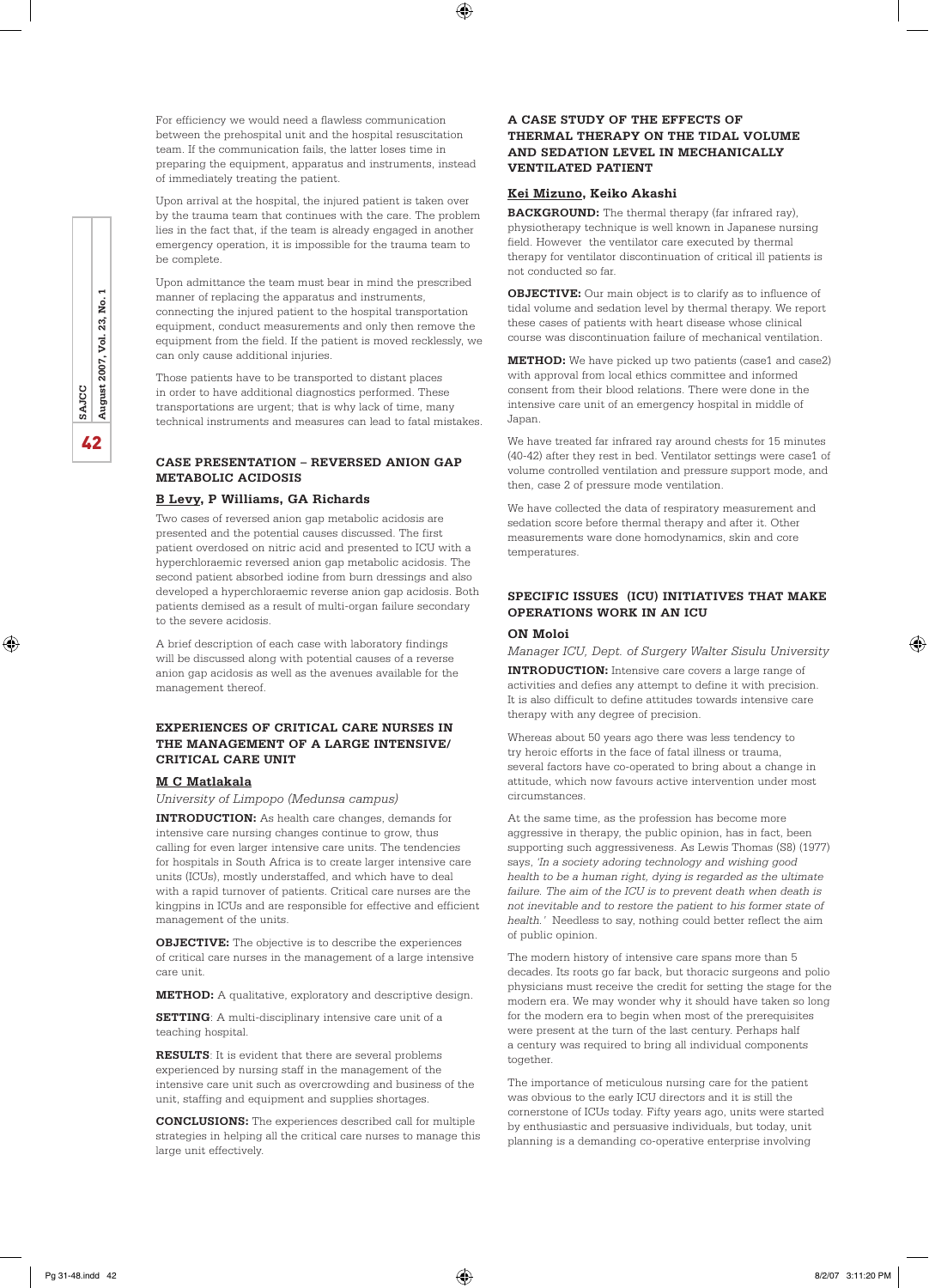For efficiency we would need a flawless communication between the prehospital unit and the hospital resuscitation team. If the communication fails, the latter loses time in preparing the equipment, apparatus and instruments, instead of immediately treating the patient.

Upon arrival at the hospital, the injured patient is taken over by the trauma team that continues with the care. The problem lies in the fact that, if the team is already engaged in another emergency operation, it is impossible for the trauma team to be complete.

Upon admittance the team must bear in mind the prescribed manner of replacing the apparatus and instruments, connecting the injured patient to the hospital transportation equipment, conduct measurements and only then remove the equipment from the field. If the patient is moved recklessly, we can only cause additional injuries.

Those patients have to be transported to distant places in order to have additional diagnostics performed. These transportations are urgent; that is why lack of time, many technical instruments and measures can lead to fatal mistakes.

## CASE PRESENTATION – REVERSED ANION GAP METABOLIC ACIDOSIS

**B Levy, P Williams, GA Richards**

Two cases of reversed anion gap metabolic acidosis are presented and the potential causes discussed. The first patient overdosed on nitric acid and presented to ICU with a hyperchloraemic reversed anion gap metabolic acidosis. The second patient absorbed iodine from burn dressings and also developed a hyperchloraemic reverse anion gap acidosis. Both patients demised as a result of multi-organ failure secondary to the severe acidosis.

A brief description of each case with laboratory findings will be discussed along with potential causes of a reverse anion gap acidosis as well as the avenues available for the management thereof.

## EXPERIENCES OF CRITICAL CARE NURSES IN THE MANAGEMENT OF A LARGE INTENSIVE/CRITICAL CARE UNIT

**M C Matlakala**

*University of Limpopo (Medunsa campus)*

**INTRODUCTION:** As health care changes, demands for intensive care nursing changes continue to grow, thus calling for even larger intensive care units. The tendencies for hospitals in South Africa is to create larger intensive care units (ICUs), mostly understaffed, and which have to deal with a rapid turnover of patients. Critical care nurses are the kingpins in ICUs and are responsible for effective and efficient management of the units.

**OBJECTIVE:** The objective is to describe the experiences of critical care nurses in the management of a large intensive care unit.

**METHOD:** A qualitative, exploratory and descriptive design.

**SETTING**: A multi-disciplinary intensive care unit of a teaching hospital.

**RESULTS**: It is evident that there are several problems experienced by nursing staff in the management of the intensive care unit such as overcrowding and business of the unit, staffing and equipment and supplies shortages.

**CONCLUSIONS:** The experiences described call for multiple strategies in helping all the critical care nurses to manage this large unit effectively.

## A CASE STUDY OF THE EFFECTS OF THERMAL THERAPY ON THE TIDAL VOLUME AND SEDATION LEVEL IN MECHANICALLY VENTILATED PATIENT

**Kei Mizuno, Keiko Akashi**

**BACKGROUND:** The thermal therapy (far infrared ray), physiotherapy technique is well known in Japanese nursing field. However the ventilator care executed by thermal therapy for ventilator discontinuation of critical ill patients is not conducted so far.

**OBJECTIVE:** Our main object is to clarify as to influence of tidal volume and sedation level by thermal therapy. We report these cases of patients with heart disease whose clinical course was discontinuation failure of mechanical ventilation.

**METHOD:** We have picked up two patients (case1 and case2) with approval from local ethics committee and informed consent from their blood relations. There were done in the intensive care unit of an emergency hospital in middle of Japan.

We have treated far infrared ray around chests for 15 minutes (40-42) after they rest in bed. Ventilator settings were case1 of volume controlled ventilation and pressure support mode, and then, case 2 of pressure mode ventilation.

We have collected the data of respiratory measurement and sedation score before thermal therapy and after it. Other measurements ware done homodynamics, skin and core temperatures.

## SPECIFIC ISSUES (ICU) INITIATIVES THAT MAKE OPERATIONS WORK IN AN ICU

**ON Moloi**

*Manager ICU, Dept. of Surgery Walter Sisulu University*

**INTRODUCTION:** Intensive care covers a large range of activities and defies any attempt to define it with precision. It is also difficult to define attitudes towards intensive care therapy with any degree of precision.

Whereas about 50 years ago there was less tendency to try heroic efforts in the face of fatal illness or trauma, several factors have co-operated to bring about a change in attitude, which now favours active intervention under most circumstances.

At the same time, as the profession has become more aggressive in therapy, the public opinion, has in fact, been supporting such aggressiveness. As Lewis Thomas (S8) (1977) says, *'In a society adoring technology and wishing good health to be a human right, dying is regarded as the ultimate failure. The aim of the ICU is to prevent death when death is not inevitable and to restore the patient to his former state of health.'* Needless to say, nothing could better reflect the aim of public opinion.

The modern history of intensive care spans more than 5 decades. Its roots go far back, but thoracic surgeons and polio physicians must receive the credit for setting the stage for the modern era. We may wonder why it should have taken so long for the modern era to begin when most of the prerequisites were present at the turn of the last century. Perhaps half a century was required to bring all individual components together.

The importance of meticulous nursing care for the patient was obvious to the early ICU directors and it is still the cornerstone of ICUs today. Fifty years ago, units were started by enthusiastic and persuasive individuals, but today, unit planning is a demanding co-operative enterprise involving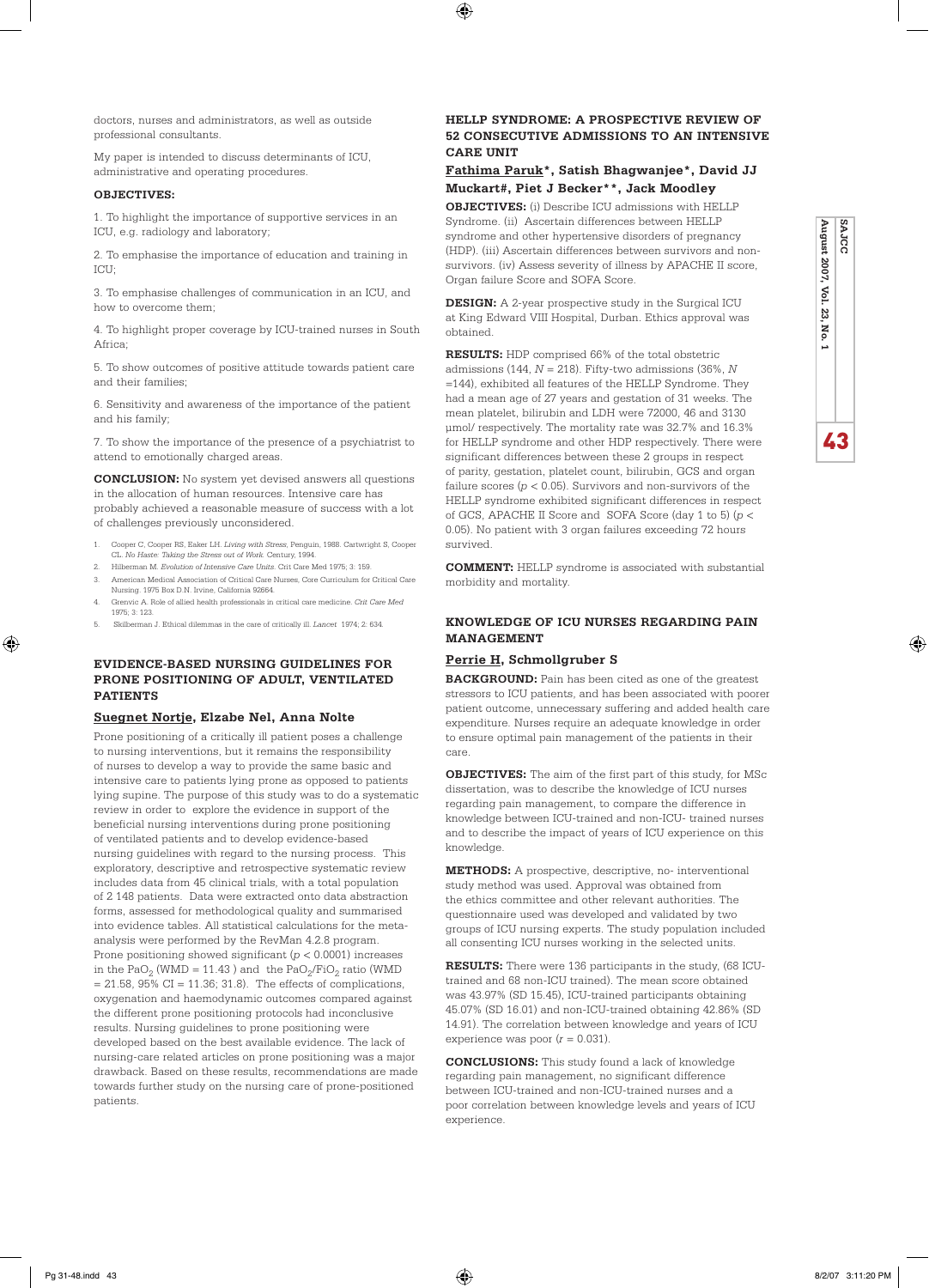doctors, nurses and administrators, as well as outside professional consultants.

My paper is intended to discuss determinants of ICU, administrative and operating procedures.

**OBJECTIVES:**

1. To highlight the importance of supportive services in an ICU, e.g. radiology and laboratory;

2. To emphasise the importance of education and training in ICU;

3. To emphasise challenges of communication in an ICU, and how to overcome them;

4. To highlight proper coverage by ICU-trained nurses in South Africa;

5. To show outcomes of positive attitude towards patient care and their families;

6. Sensitivity and awareness of the importance of the patient and his family;

7. To show the importance of the presence of a psychiatrist to attend to emotionally charged areas.

**CONCLUSION:** No system yet devised answers all questions in the allocation of human resources. Intensive care has probably achieved a reasonable measure of success with a lot of challenges previously unconsidered.

1. Cooper C, Cooper RS, Eaker LH. *Living with Stress*, Penguin, 1988. Cartwright S, Cooper CL. *No Haste: Taking the Stress out of Work*. Century, 1994.
2. Hilberman M. *Evolution of Intensive Care Units*. Crit Care Med 1975; 3: 159.
3. American Medical Association of Critical Care Nurses, Core Curriculum for Critical Care Nursing. 1975 Box D.N. Irvine, California 92664.
4. Grenvic A. Role of allied health professionals in critical care medicine. *Crit Care Med* 1975; 3: 123.
5. Skilberman J. Ethical dilemmas in the care of critically ill. *Lancet* 1974; 2: 634.

## EVIDENCE-BASED NURSING GUIDELINES FOR PRONE POSITIONING OF ADULT, VENTILATED PATIENTS

**Suegnet Nortje, Elzabe Nel, Anna Nolte**

Prone positioning of a critically ill patient poses a challenge to nursing interventions, but it remains the responsibility of nurses to develop a way to provide the same basic and intensive care to patients lying prone as opposed to patients lying supine. The purpose of this study was to do a systematic review in order to explore the evidence in support of the beneficial nursing interventions during prone positioning of ventilated patients and to develop evidence-based nursing guidelines with regard to the nursing process. This exploratory, descriptive and retrospective systematic review includes data from 45 clinical trials, with a total population of 2 148 patients. Data were extracted onto data abstraction forms, assessed for methodological quality and summarised into evidence tables. All statistical calculations for the meta-analysis were performed by the RevMan 4.2.8 program. Prone positioning showed significant ($p < 0.0001$) increases in the $PaO_2$ (WMD = 11.43 ) and the $PaO_2/FiO_2$ ratio (WMD = 21.58, 95% CI = 11.36; 31.8). The effects of complications, oxygenation and haemodynamic outcomes compared against the different prone positioning protocols had inconclusive results. Nursing guidelines to prone positioning were developed based on the best available evidence. The lack of nursing-care related articles on prone positioning was a major drawback. Based on these results, recommendations are made towards further study on the nursing care of prone-positioned patients.

## HELLP SYNDROME: A PROSPECTIVE REVIEW OF 52 CONSECUTIVE ADMISSIONS TO AN INTENSIVE CARE UNIT

**Fathima Paruk\*, Satish Bhagwanjee\*, David JJ Muckart#, Piet J Becker\*\*, Jack Moodley**

**OBJECTIVES:** (i) Describe ICU admissions with HELLP Syndrome. (ii) Ascertain differences between HELLP syndrome and other hypertensive disorders of pregnancy (HDP). (iii) Ascertain differences between survivors and non-survivors. (iv) Assess severity of illness by APACHE II score, Organ failure Score and SOFA Score.

**DESIGN:** A 2-year prospective study in the Surgical ICU at King Edward VIII Hospital, Durban. Ethics approval was obtained.

**RESULTS:** HDP comprised 66% of the total obstetric admissions (144, $N$ = 218). Fifty-two admissions (36%, $N$ =144), exhibited all features of the HELLP Syndrome. They had a mean age of 27 years and gestation of 31 weeks. The mean platelet, bilirubin and LDH were 72000, 46 and 3130 µmol/ respectively. The mortality rate was 32.7% and 16.3% for HELLP syndrome and other HDP respectively. There were significant differences between these 2 groups in respect of parity, gestation, platelet count, bilirubin, GCS and organ failure scores ($p < 0.05$). Survivors and non-survivors of the HELLP syndrome exhibited significant differences in respect of GCS, APACHE II Score and SOFA Score (day 1 to 5) ($p < 0.05$). No patient with 3 organ failures exceeding 72 hours survived.

**COMMENT:** HELLP syndrome is associated with substantial morbidity and mortality.

## KNOWLEDGE OF ICU NURSES REGARDING PAIN MANAGEMENT

**Perrie H, Schmollgruber S**

**BACKGROUND:** Pain has been cited as one of the greatest stressors to ICU patients, and has been associated with poorer patient outcome, unnecessary suffering and added health care expenditure. Nurses require an adequate knowledge in order to ensure optimal pain management of the patients in their care.

**OBJECTIVES:** The aim of the first part of this study, for MSc dissertation, was to describe the knowledge of ICU nurses regarding pain management, to compare the difference in knowledge between ICU-trained and non-ICU- trained nurses and to describe the impact of years of ICU experience on this knowledge.

**METHODS:** A prospective, descriptive, no- interventional study method was used. Approval was obtained from the ethics committee and other relevant authorities. The questionnaire used was developed and validated by two groups of ICU nursing experts. The study population included all consenting ICU nurses working in the selected units.

**RESULTS:** There were 136 participants in the study, (68 ICU-trained and 68 non-ICU trained). The mean score obtained was 43.97% (SD 15.45), ICU-trained participants obtaining 45.07% (SD 16.01) and non-ICU-trained obtaining 42.86% (SD 14.91). The correlation between knowledge and years of ICU experience was poor ($r$ = 0.031).

**CONCLUSIONS:** This study found a lack of knowledge regarding pain management, no significant difference between ICU-trained and non-ICU-trained nurses and a poor correlation between knowledge levels and years of ICU experience.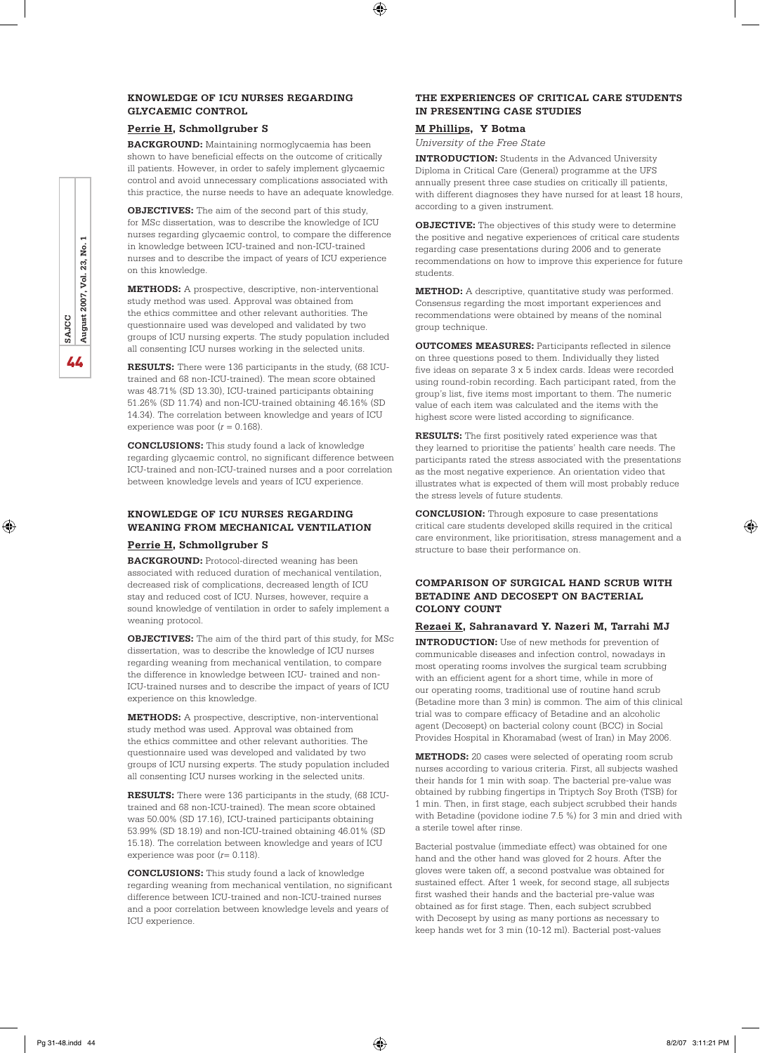## KNOWLEDGE OF ICU NURSES REGARDING GLYCAEMIC CONTROL

**Perrie H**, Schmollgruber S

**BACKGROUND:** Maintaining normoglycaemia has been shown to have beneficial effects on the outcome of critically ill patients. However, in order to safely implement glycaemic control and avoid unnecessary complications associated with this practice, the nurse needs to have an adequate knowledge.

**OBJECTIVES:** The aim of the second part of this study, for MSc dissertation, was to describe the knowledge of ICU nurses regarding glycaemic control, to compare the difference in knowledge between ICU-trained and non-ICU-trained nurses and to describe the impact of years of ICU experience on this knowledge.

**METHODS:** A prospective, descriptive, non-interventional study method was used. Approval was obtained from the ethics committee and other relevant authorities. The questionnaire used was developed and validated by two groups of ICU nursing experts. The study population included all consenting ICU nurses working in the selected units.

**RESULTS:** There were 136 participants in the study, (68 ICU-trained and 68 non-ICU-trained). The mean score obtained was 48.71% (SD 13.30), ICU-trained participants obtaining 51.26% (SD 11.74) and non-ICU-trained obtaining 46.16% (SD 14.34). The correlation between knowledge and years of ICU experience was poor ($r = 0.168$).

**CONCLUSIONS:** This study found a lack of knowledge regarding glycaemic control, no significant difference between ICU-trained and non-ICU-trained nurses and a poor correlation between knowledge levels and years of ICU experience.

## KNOWLEDGE OF ICU NURSES REGARDING WEANING FROM MECHANICAL VENTILATION

**Perrie H**, Schmollgruber S

**BACKGROUND:** Protocol-directed weaning has been associated with reduced duration of mechanical ventilation, decreased risk of complications, decreased length of ICU stay and reduced cost of ICU. Nurses, however, require a sound knowledge of ventilation in order to safely implement a weaning protocol.

**OBJECTIVES:** The aim of the third part of this study, for MSc dissertation, was to describe the knowledge of ICU nurses regarding weaning from mechanical ventilation, to compare the difference in knowledge between ICU- trained and non-ICU-trained nurses and to describe the impact of years of ICU experience on this knowledge.

**METHODS:** A prospective, descriptive, non-interventional study method was used. Approval was obtained from the ethics committee and other relevant authorities. The questionnaire used was developed and validated by two groups of ICU nursing experts. The study population included all consenting ICU nurses working in the selected units.

**RESULTS:** There were 136 participants in the study, (68 ICU-trained and 68 non-ICU-trained). The mean score obtained was 50.00% (SD 17.16), ICU-trained participants obtaining 53.99% (SD 18.19) and non-ICU-trained obtaining 46.01% (SD 15.18). The correlation between knowledge and years of ICU experience was poor ($r = 0.118$).

**CONCLUSIONS:** This study found a lack of knowledge regarding weaning from mechanical ventilation, no significant difference between ICU-trained and non-ICU-trained nurses and a poor correlation between knowledge levels and years of ICU experience.

## THE EXPERIENCES OF CRITICAL CARE STUDENTS IN PRESENTING CASE STUDIES

**M Phillips**, Y Botma

*University of the Free State*

**INTRODUCTION:** Students in the Advanced University Diploma in Critical Care (General) programme at the UFS annually present three case studies on critically ill patients, with different diagnoses they have nursed for at least 18 hours, according to a given instrument.

**OBJECTIVE:** The objectives of this study were to determine the positive and negative experiences of critical care students regarding case presentations during 2006 and to generate recommendations on how to improve this experience for future students.

**METHOD:** A descriptive, quantitative study was performed. Consensus regarding the most important experiences and recommendations were obtained by means of the nominal group technique.

**OUTCOMES MEASURES:** Participants reflected in silence on three questions posed to them. Individually they listed five ideas on separate 3 x 5 index cards. Ideas were recorded using round-robin recording. Each participant rated, from the group's list, five items most important to them. The numeric value of each item was calculated and the items with the highest score were listed according to significance.

**RESULTS:** The first positively rated experience was that they learned to prioritise the patients' health care needs. The participants rated the stress associated with the presentations as the most negative experience. An orientation video that illustrates what is expected of them will most probably reduce the stress levels of future students.

**CONCLUSION:** Through exposure to case presentations critical care students developed skills required in the critical care environment, like prioritisation, stress management and a structure to base their performance on.

## COMPARISON OF SURGICAL HAND SCRUB WITH BETADINE AND DECOSEPT ON BACTERIAL COLONY COUNT

**Rezaei K**, Sahranavard Y. Nazeri M, Tarrahi MJ

**INTRODUCTION:** Use of new methods for prevention of communicable diseases and infection control, nowadays in most operating rooms involves the surgical team scrubbing with an efficient agent for a short time, while in more of our operating rooms, traditional use of routine hand scrub (Betadine more than 3 min) is common. The aim of this clinical trial was to compare efficacy of Betadine and an alcoholic agent (Decosept) on bacterial colony count (BCC) in Social Provides Hospital in Khoramabad (west of Iran) in May 2006.

**METHODS:** 20 cases were selected of operating room scrub nurses according to various criteria. First, all subjects washed their hands for 1 min with soap. The bacterial pre-value was obtained by rubbing fingertips in Triptych Soy Broth (TSB) for 1 min. Then, in first stage, each subject scrubbed their hands with Betadine (povidone iodine 7.5 %) for 3 min and dried with a sterile towel after rinse.

Bacterial postvalue (immediate effect) was obtained for one hand and the other hand was gloved for 2 hours. After the gloves were taken off, a second postvalue was obtained for sustained effect. After 1 week, for second stage, all subjects first washed their hands and the bacterial pre-value was obtained as for first stage. Then, each subject scrubbed with Decosept by using as many portions as necessary to keep hands wet for 3 min (10-12 ml). Bacterial post-values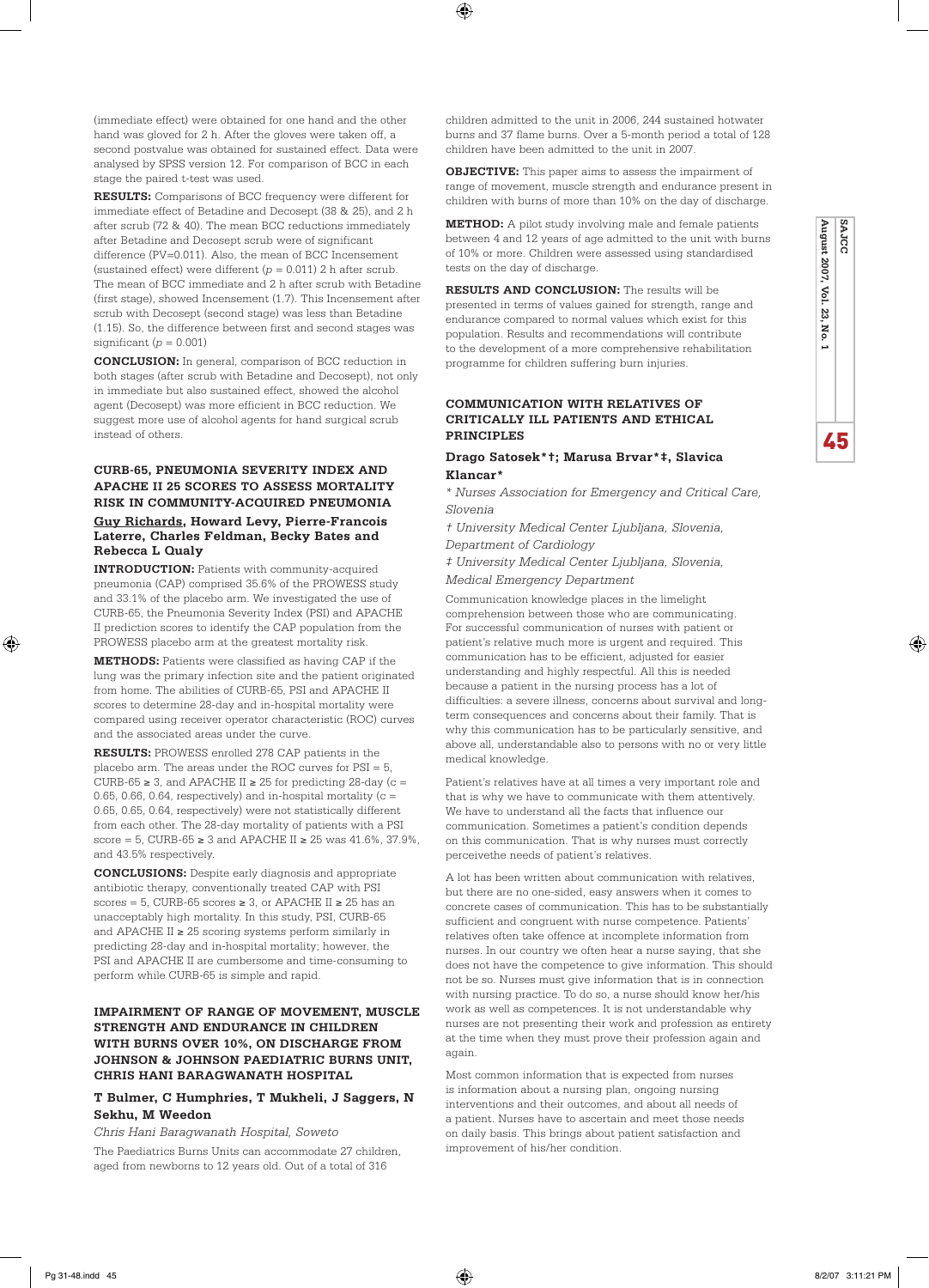(immediate effect) were obtained for one hand and the other hand was gloved for 2 h. After the gloves were taken off, a second postvalue was obtained for sustained effect. Data were analysed by SPSS version 12. For comparison of BCC in each stage the paired t-test was used.

**RESULTS:** Comparisons of BCC frequency were different for immediate effect of Betadine and Decosept (38 & 25), and 2 h after scrub (72 & 40). The mean BCC reductions immediately after Betadine and Decosept scrub were of significant difference (PV=0.011). Also, the mean of BCC Incensement (sustained effect) were different ($p = 0.011$) 2 h after scrub. The mean of BCC immediate and 2 h after scrub with Betadine (first stage), showed Incensement (1.7). This Incensement after scrub with Decosept (second stage) was less than Betadine (1.15). So, the difference between first and second stages was significant ($p = 0.001$)

**CONCLUSION:** In general, comparison of BCC reduction in both stages (after scrub with Betadine and Decosept), not only in immediate but also sustained effect, showed the alcohol agent (Decosept) was more efficient in BCC reduction. We suggest more use of alcohol agents for hand surgical scrub instead of others.

## CURB-65, PNEUMONIA SEVERITY INDEX AND APACHE II 25 SCORES TO ASSESS MORTALITY RISK IN COMMUNITY-ACQUIRED PNEUMONIA

**Guy Richards, Howard Levy, Pierre-Francois Laterre, Charles Feldman, Becky Bates and Rebecca L Qualy**

**INTRODUCTION:** Patients with community-acquired pneumonia (CAP) comprised 35.6% of the PROWESS study and 33.1% of the placebo arm. We investigated the use of CURB-65, the Pneumonia Severity Index (PSI) and APACHE II prediction scores to identify the CAP population from the PROWESS placebo arm at the greatest mortality risk.

**METHODS:** Patients were classified as having CAP if the lung was the primary infection site and the patient originated from home. The abilities of CURB-65, PSI and APACHE II scores to determine 28-day and in-hospital mortality were compared using receiver operator characteristic (ROC) curves and the associated areas under the curve.

**RESULTS:** PROWESS enrolled 278 CAP patients in the placebo arm. The areas under the ROC curves for PSI = 5, CURB-65 $\geq$ 3, and APACHE II $\geq$ 25 for predicting 28-day ($c$ = 0.65, 0.66, 0.64, respectively) and in-hospital mortality ($c$ = 0.65, 0.65, 0.64, respectively) were not statistically different from each other. The 28-day mortality of patients with a PSI score = 5, CURB-65 $\geq$ 3 and APACHE II $\geq$ 25 was 41.6%, 37.9%, and 43.5% respectively.

**CONCLUSIONS:** Despite early diagnosis and appropriate antibiotic therapy, conventionally treated CAP with PSI scores = 5, CURB-65 scores $\geq$ 3, or APACHE II $\geq$ 25 has an unacceptably high mortality. In this study, PSI, CURB-65 and APACHE II $\geq$ 25 scoring systems perform similarly in predicting 28-day and in-hospital mortality; however, the PSI and APACHE II are cumbersome and time-consuming to perform while CURB-65 is simple and rapid.

## IMPAIRMENT OF RANGE OF MOVEMENT, MUSCLE STRENGTH AND ENDURANCE IN CHILDREN WITH BURNS OVER 10%, ON DISCHARGE FROM JOHNSON & JOHNSON PAEDIATRIC BURNS UNIT, CHRIS HANI BARAGWANATH HOSPITAL

**T Bulmer, C Humphries, T Mukheli, J Saggers, N Sekhu, M Weedon**

*Chris Hani Baragwanath Hospital, Soweto*

The Paediatrics Burns Units can accommodate 27 children, aged from newborns to 12 years old. Out of a total of 316 children admitted to the unit in 2006, 244 sustained hotwater burns and 37 flame burns. Over a 5-month period a total of 128 children have been admitted to the unit in 2007.

**OBJECTIVE:** This paper aims to assess the impairment of range of movement, muscle strength and endurance present in children with burns of more than 10% on the day of discharge.

**METHOD:** A pilot study involving male and female patients between 4 and 12 years of age admitted to the unit with burns of 10% or more. Children were assessed using standardised tests on the day of discharge.

**RESULTS AND CONCLUSION:** The results will be presented in terms of values gained for strength, range and endurance compared to normal values which exist for this population. Results and recommendations will contribute to the development of a more comprehensive rehabilitation programme for children suffering burn injuries.

## COMMUNICATION WITH RELATIVES OF CRITICALLY ILL PATIENTS AND ETHICAL PRINCIPLES

**Drago Satosek*†; Marusa Brvar*‡, Slavica Klancar***

*\* Nurses Association for Emergency and Critical Care, Slovenia*

*† University Medical Center Ljubljana, Slovenia, Department of Cardiology*

*‡ University Medical Center Ljubljana, Slovenia, Medical Emergency Department*

Communication knowledge places in the limelight comprehension between those who are communicating. For successful communication of nurses with patient or patient's relative much more is urgent and required. This communication has to be efficient, adjusted for easier understanding and highly respectful. All this is needed because a patient in the nursing process has a lot of difficulties: a severe illness, concerns about survival and long-term consequences and concerns about their family. That is why this communication has to be particularly sensitive, and above all, understandable also to persons with no or very little medical knowledge.

Patient's relatives have at all times a very important role and that is why we have to communicate with them attentively. We have to understand all the facts that influence our communication. Sometimes a patient's condition depends on this communication. That is why nurses must correctly perceivethe needs of patient's relatives.

A lot has been written about communication with relatives, but there are no one-sided, easy answers when it comes to concrete cases of communication. This has to be substantially sufficient and congruent with nurse competence. Patients' relatives often take offence at incomplete information from nurses. In our country we often hear a nurse saying, that she does not have the competence to give information. This should not be so. Nurses must give information that is in connection with nursing practice. To do so, a nurse should know her/his work as well as competences. It is not understandable why nurses are not presenting their work and profession as entirety at the time when they must prove their profession again and again.

Most common information that is expected from nurses is information about a nursing plan, ongoing nursing interventions and their outcomes, and about all needs of a patient. Nurses have to ascertain and meet those needs on daily basis. This brings about patient satisfaction and improvement of his/her condition.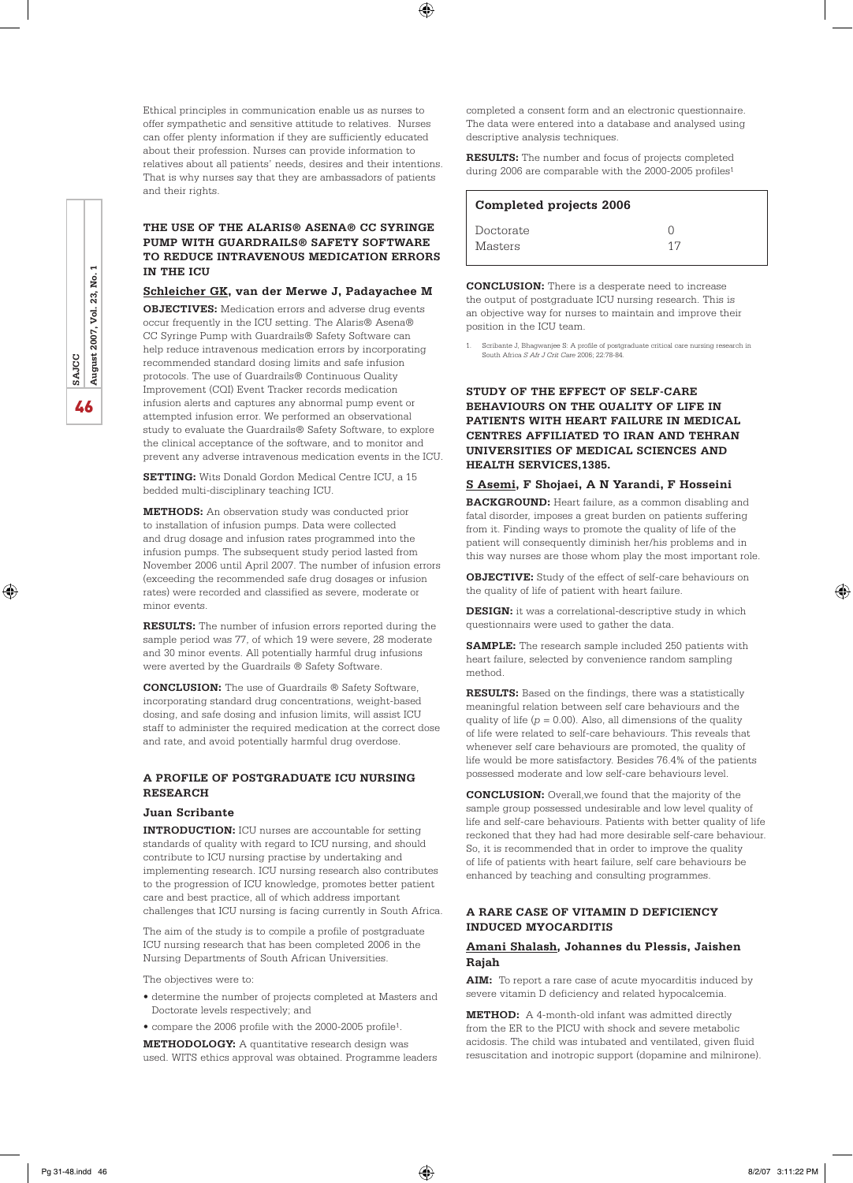Ethical principles in communication enable us as nurses to offer sympathetic and sensitive attitude to relatives. Nurses can offer plenty information if they are sufficiently educated about their profession. Nurses can provide information to relatives about all patients' needs, desires and their intentions. That is why nurses say that they are ambassadors of patients and their rights.

## THE USE OF THE ALARIS® ASENA® CC SYRINGE PUMP WITH GUARDRAILS® SAFETY SOFTWARE TO REDUCE INTRAVENOUS MEDICATION ERRORS IN THE ICU

### Schleicher GK, van der Merwe J, Padayachee M

**OBJECTIVES:** Medication errors and adverse drug events occur frequently in the ICU setting. The Alaris® Asena® CC Syringe Pump with Guardrails® Safety Software can help reduce intravenous medication errors by incorporating recommended standard dosing limits and safe infusion protocols. The use of Guardrails® Continuous Quality Improvement (CQI) Event Tracker records medication infusion alerts and captures any abnormal pump event or attempted infusion error. We performed an observational study to evaluate the Guardrails® Safety Software, to explore the clinical acceptance of the software, and to monitor and prevent any adverse intravenous medication events in the ICU.

**SETTING:** Wits Donald Gordon Medical Centre ICU, a 15 bedded multi-disciplinary teaching ICU.

**METHODS:** An observation study was conducted prior to installation of infusion pumps. Data were collected and drug dosage and infusion rates programmed into the infusion pumps. The subsequent study period lasted from November 2006 until April 2007. The number of infusion errors (exceeding the recommended safe drug dosages or infusion rates) were recorded and classified as severe, moderate or minor events.

**RESULTS:** The number of infusion errors reported during the sample period was 77, of which 19 were severe, 28 moderate and 30 minor events. All potentially harmful drug infusions were averted by the Guardrails ® Safety Software.

**CONCLUSION:** The use of Guardrails ® Safety Software, incorporating standard drug concentrations, weight-based dosing, and safe dosing and infusion limits, will assist ICU staff to administer the required medication at the correct dose and rate, and avoid potentially harmful drug overdose.

## A PROFILE OF POSTGRADUATE ICU NURSING RESEARCH

### Juan Scribante

**INTRODUCTION:** ICU nurses are accountable for setting standards of quality with regard to ICU nursing, and should contribute to ICU nursing practise by undertaking and implementing research. ICU nursing research also contributes to the progression of ICU knowledge, promotes better patient care and best practice, all of which address important challenges that ICU nursing is facing currently in South Africa.

The aim of the study is to compile a profile of postgraduate ICU nursing research that has been completed 2006 in the Nursing Departments of South African Universities.

The objectives were to:

- determine the number of projects completed at Masters and Doctorate levels respectively; and
- compare the 2006 profile with the 2000-2005 profile[1].

**METHODOLOGY:** A quantitative research design was used. WITS ethics approval was obtained. Programme leaders completed a consent form and an electronic questionnaire. The data were entered into a database and analysed using descriptive analysis techniques.

**RESULTS:** The number and focus of projects completed during 2006 are comparable with the 2000-2005 profiles[1]

| Completed projects 2006 | |
|---|---|
| Doctorate | 0 |
| Masters | 17 |

**CONCLUSION:** There is a desperate need to increase the output of postgraduate ICU nursing research. This is an objective way for nurses to maintain and improve their position in the ICU team.

1. Scribante J, Bhagwanjee S: A profile of postgraduate critical care nursing research in South Africa *S Afr J Crit Care* 2006; 22:78-84.

## STUDY OF THE EFFECT OF SELF-CARE BEHAVIOURS ON THE QUALITY OF LIFE IN PATIENTS WITH HEART FAILURE IN MEDICAL CENTRES AFFILIATED TO IRAN AND TEHRAN UNIVERSITIES OF MEDICAL SCIENCES AND HEALTH SERVICES,1385.

### S Asemi, F Shojaei, A N Yarandi, F Hosseini

**BACKGROUND:** Heart failure, as a common disabling and fatal disorder, imposes a great burden on patients suffering from it. Finding ways to promote the quality of life of the patient will consequently diminish her/his problems and in this way nurses are those whom play the most important role.

**OBJECTIVE:** Study of the effect of self-care behaviours on the quality of life of patient with heart failure.

**DESIGN:** it was a correlational-descriptive study in which questionnaires were used to gather the data.

**SAMPLE:** The research sample included 250 patients with heart failure, selected by convenience random sampling method.

**RESULTS:** Based on the findings, there was a statistically meaningful relation between self care behaviours and the quality of life ($p = 0.00$). Also, all dimensions of the quality of life were related to self-care behaviours. This reveals that whenever self care behaviours are promoted, the quality of life would be more satisfactory. Besides 76.4% of the patients possessed moderate and low self-care behaviours level.

**CONCLUSION:** Overall,we found that the majority of the sample group possessed undesirable and low level quality of life and self-care behaviours. Patients with better quality of life reckoned that they had had more desirable self-care behaviour. So, it is recommended that in order to improve the quality of life of patients with heart failure, self care behaviours be enhanced by teaching and consulting programmes.

## A RARE CASE OF VITAMIN D DEFICIENCY INDUCED MYOCARDITIS

### Amani Shalash, Johannes du Plessis, Jaishen Rajah

**AIM:** To report a rare case of acute myocarditis induced by severe vitamin D deficiency and related hypocalcemia.

**METHOD:** A 4-month-old infant was admitted directly from the ER to the PICU with shock and severe metabolic acidosis. The child was intubated and ventilated, given fluid resuscitation and inotropic support (dopamine and milnirone).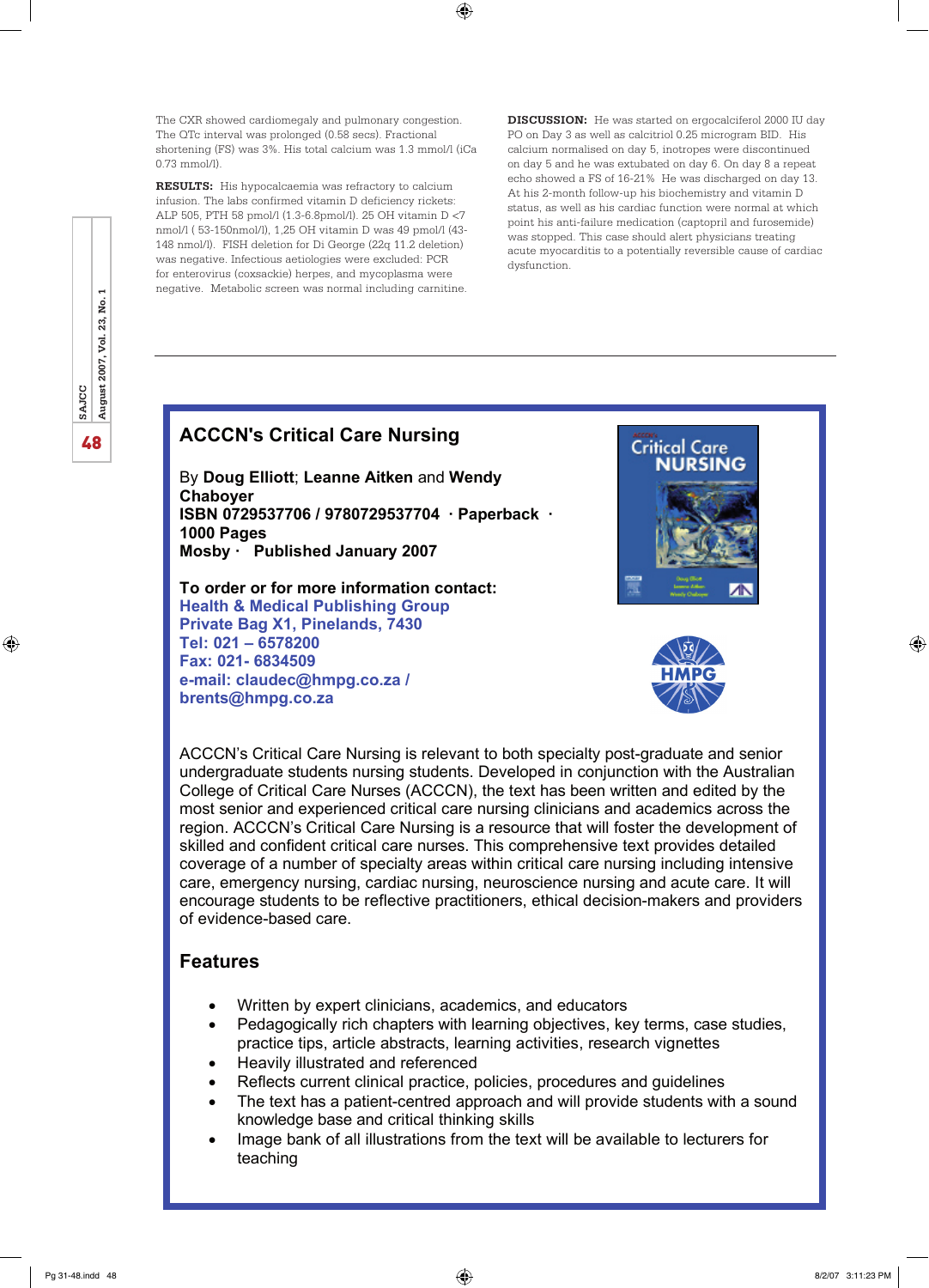The CXR showed cardiomegaly and pulmonary congestion. The QTc interval was prolonged (0.58 secs). Fractional shortening (FS) was 3%. His total calcium was 1.3 mmol/l (iCa 0.73 mmol/l).

**RESULTS:** His hypocalcaemia was refractory to calcium infusion. The labs confirmed vitamin D deficiency rickets: ALP 505, PTH 58 pmol/l (1.3-6.8pmol/l). 25 OH vitamin D <7 nmol/l ( 53-150nmol/l), 1,25 OH vitamin D was 49 pmol/l (43-148 nmol/l). FISH deletion for Di George (22q 11.2 deletion) was negative. Infectious aetiologies were excluded: PCR for enterovirus (coxsackie) herpes, and mycoplasma were negative. Metabolic screen was normal including carnitine.

**DISCUSSION:** He was started on ergocalciferol 2000 IU day PO on Day 3 as well as calcitriol 0.25 microgram BID. His calcium normalised on day 5, inotropes were discontinued on day 5 and he was extubated on day 6. On day 8 a repeat echo showed a FS of 16-21% He was discharged on day 13. At his 2-month follow-up his biochemistry and vitamin D status, as well as his cardiac function were normal at which point his anti-failure medication (captopril and furosemide) was stopped. This case should alert physicians treating acute myocarditis to a potentially reversible cause of cardiac dysfunction.

---

## ACCCN's Critical Care Nursing

**By Doug Elliott; Leanne Aitken and Wendy Chaboyer**
**ISBN 0729537706 / 9780729537704 · Paperback · 1000 Pages**
**Mosby · Published January 2007**

**To order or for more information contact:**
**Health & Medical Publishing Group**
**Private Bag X1, Pinelands, 7430**
**Tel: 021 – 6578200**
**Fax: 021- 6834509**
**e-mail: claudec@hmpg.co.za / brents@hmpg.co.za**

ACCCN's Critical Care Nursing is relevant to both specialty post-graduate and senior undergraduate students nursing students. Developed in conjunction with the Australian College of Critical Care Nurses (ACCCN), the text has been written and edited by the most senior and experienced critical care nursing clinicians and academics across the region. ACCCN's Critical Care Nursing is a resource that will foster the development of skilled and confident critical care nurses. This comprehensive text provides detailed coverage of a number of specialty areas within critical care nursing including intensive care, emergency nursing, cardiac nursing, neuroscience nursing and acute care. It will encourage students to be reflective practitioners, ethical decision-makers and providers of evidence-based care.

### Features

- Written by expert clinicians, academics, and educators
- Pedagogically rich chapters with learning objectives, key terms, case studies, practice tips, article abstracts, learning activities, research vignettes
- Heavily illustrated and referenced
- Reflects current clinical practice, policies, procedures and guidelines
- The text has a patient-centred approach and will provide students with a sound knowledge base and critical thinking skills
- Image bank of all illustrations from the text will be available to lecturers for teaching